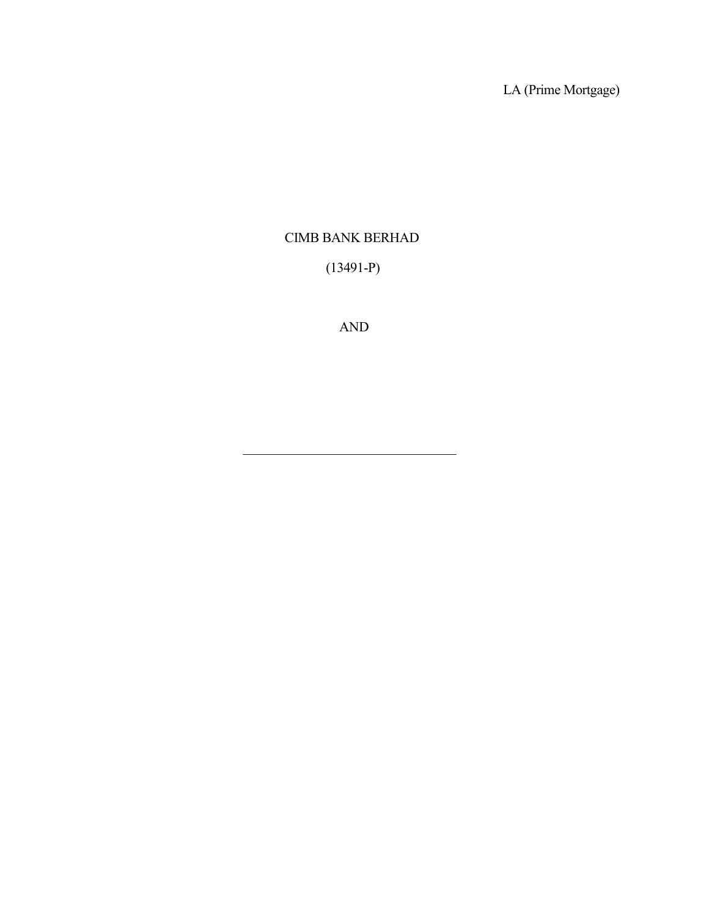LA (Prime Mortgage)

CIMB BANK BERHAD

(13491-P)

AND

\_\_\_\_\_\_\_\_\_\_\_\_\_\_\_\_\_\_\_\_\_\_\_\_\_\_\_\_\_\_\_\_\_\_\_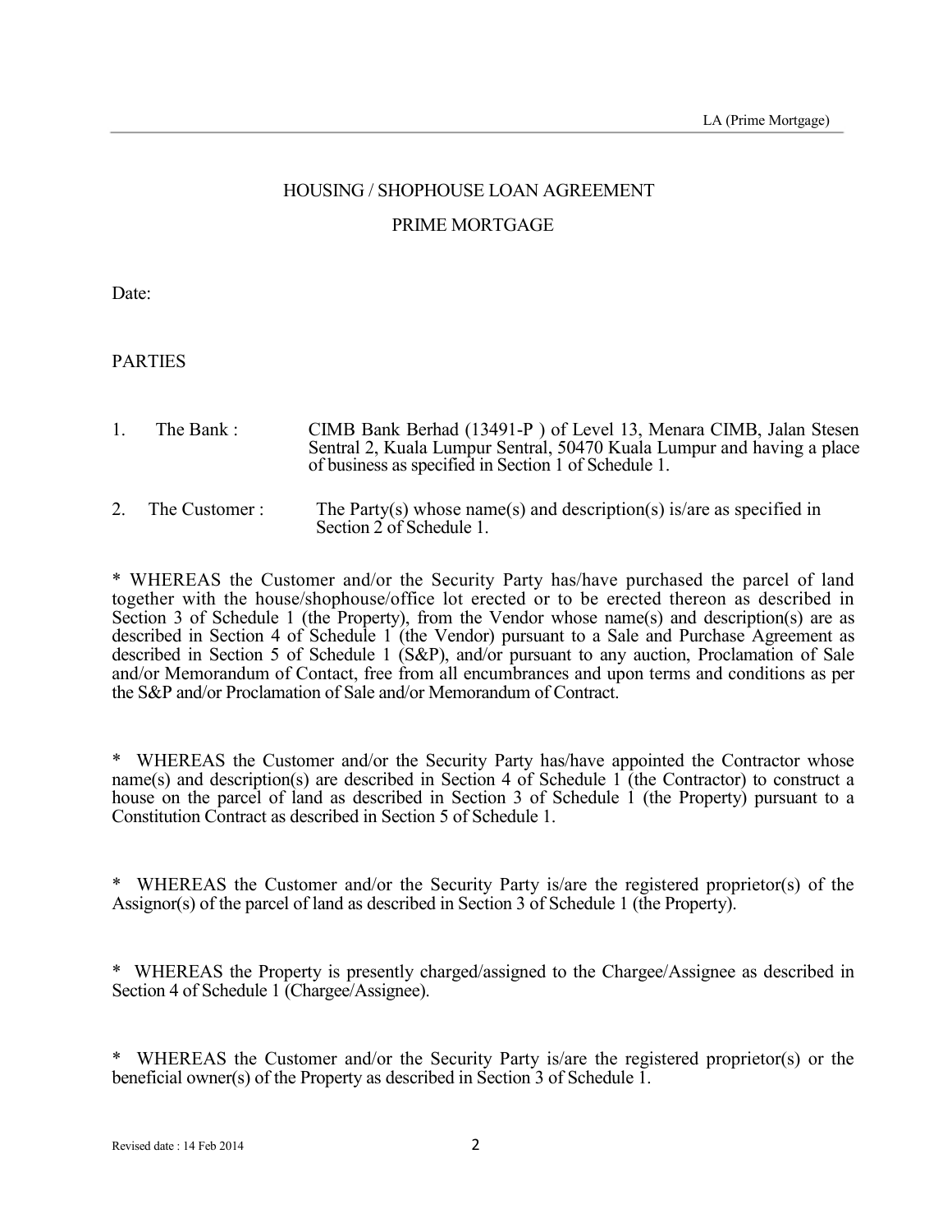# HOUSING / SHOPHOUSE LOAN AGREEMENT

## PRIME MORTGAGE

Date:

PARTIES

1. The Bank : CIMB Bank Berhad (13491-P ) of Level 13, Menara CIMB, Jalan Stesen Sentral 2, Kuala Lumpur Sentral, 50470 Kuala Lumpur and having a place of business as specified in Section 1 of Schedule 1.

2. The Customer : The Party(s) whose name(s) and description(s) is/are as specified in Section 2 of Schedule 1.

* WHEREAS the Customer and/or the Security Party has/have purchased the parcel of land together with the house/shophouse/office lot erected or to be erected thereon as described in Section 3 of Schedule 1 (the Property), from the Vendor whose name(s) and description(s) are as described in Section 4 of Schedule 1 (the Vendor) pursuant to a Sale and Purchase Agreement as described in Section 5 of Schedule 1 (S&P), and/or pursuant to any auction, Proclamation of Sale and/or Memorandum of Contact, free from all encumbrances and upon terms and conditions as per the S&P and/or Proclamation of Sale and/or Memorandum of Contract.

* WHEREAS the Customer and/or the Security Party has/have appointed the Contractor whose name(s) and description(s) are described in Section 4 of Schedule 1 (the Contractor) to construct a house on the parcel of land as described in Section 3 of Schedule 1 (the Property) pursuant to a Constitution Contract as described in Section 5 of Schedule 1.

* WHEREAS the Customer and/or the Security Party is/are the registered proprietor(s) of the Assignor(s) of the parcel of land as described in Section 3 of Schedule 1 (the Property).

* WHEREAS the Property is presently charged/assigned to the Chargee/Assignee as described in Section 4 of Schedule 1 (Chargee/Assignee).

* WHEREAS the Customer and/or the Security Party is/are the registered proprietor(s) or the beneficial owner(s) of the Property as described in Section 3 of Schedule 1.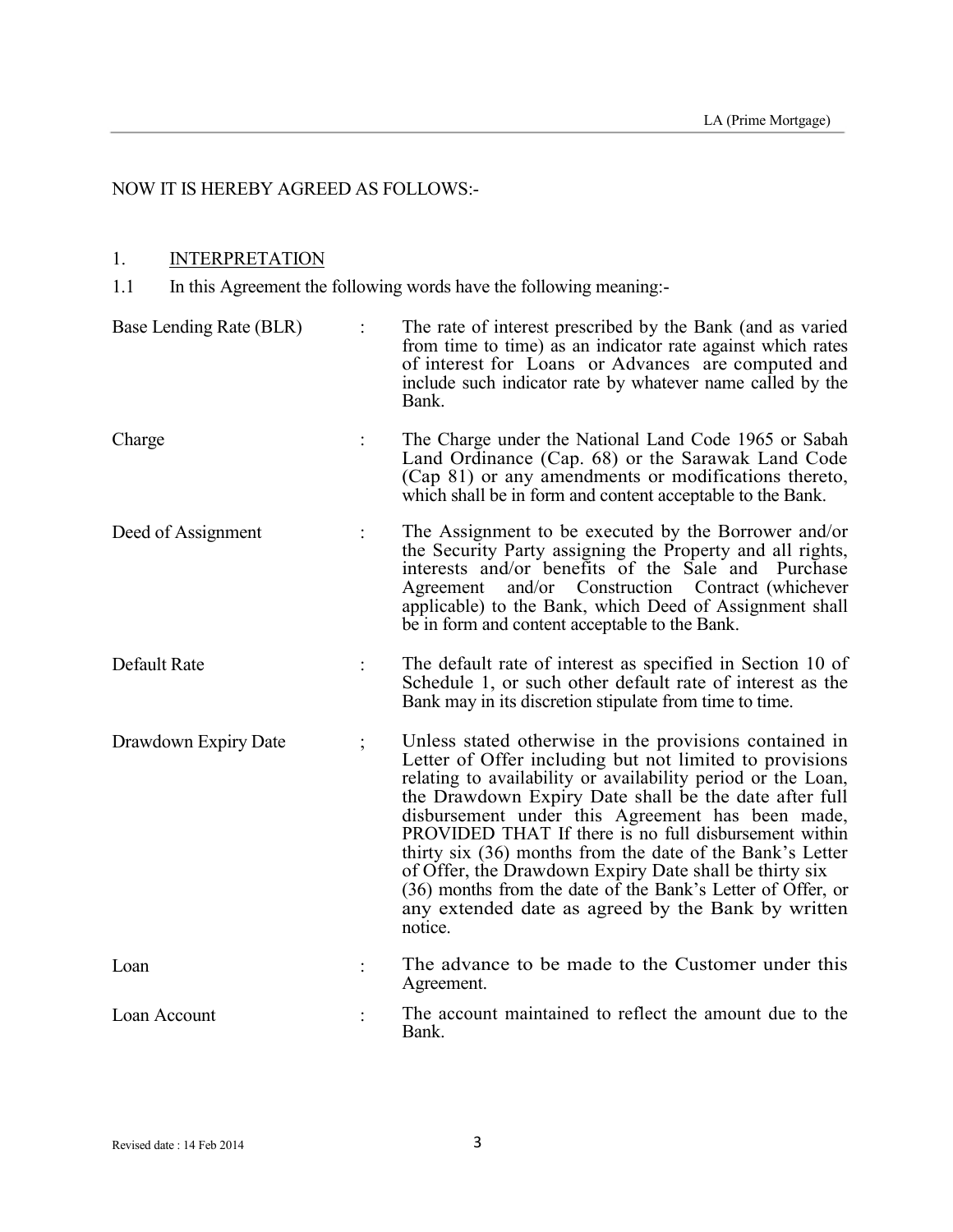NOW IT IS HEREBY AGREED AS FOLLOWS:-

## 1. INTERPRETATION

1.1 In this Agreement the following words have the following meaning:-

| | | |
|---|---|---|
| Base Lending Rate (BLR) | : | The rate of interest prescribed by the Bank (and as varied from time to time) as an indicator rate against which rates of interest for Loans or Advances are computed and include such indicator rate by whatever name called by the Bank. |
| Charge | : | The Charge under the National Land Code 1965 or Sabah Land Ordinance (Cap. 68) or the Sarawak Land Code (Cap 81) or any amendments or modifications thereto, which shall be in form and content acceptable to the Bank. |
| Deed of Assignment | : | The Assignment to be executed by the Borrower and/or the Security Party assigning the Property and all rights, interests and/or benefits of the Sale and Purchase Agreement and/or Construction Contract (whichever applicable) to the Bank, which Deed of Assignment shall be in form and content acceptable to the Bank. |
| Default Rate | : | The default rate of interest as specified in Section 10 of Schedule 1, or such other default rate of interest as the Bank may in its discretion stipulate from time to time. |
| Drawdown Expiry Date | ; | Unless stated otherwise in the provisions contained in Letter of Offer including but not limited to provisions relating to availability or availability period or the Loan, the Drawdown Expiry Date shall be the date after full disbursement under this Agreement has been made, PROVIDED THAT If there is no full disbursement within thirty six (36) months from the date of the Bank's Letter of Offer, the Drawdown Expiry Date shall be thirty six (36) months from the date of the Bank's Letter of Offer, or any extended date as agreed by the Bank by written notice. |
| Loan | : | The advance to be made to the Customer under this Agreement. |
| Loan Account | : | The account maintained to reflect the amount due to the Bank. |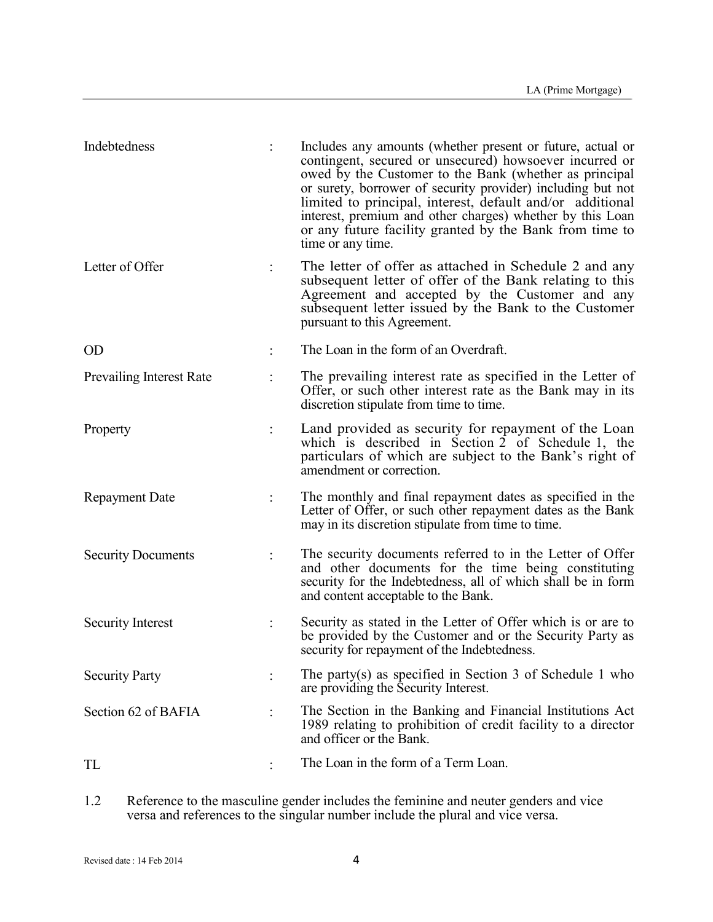| | | |
|---|---|---|
| Indebtedness | : | Includes any amounts (whether present or future, actual or contingent, secured or unsecured) howsoever incurred or owed by the Customer to the Bank (whether as principal or surety, borrower of security provider) including but not limited to principal, interest, default and/or additional interest, premium and other charges) whether by this Loan or any future facility granted by the Bank from time to time or any time. |
| Letter of Offer | : | The letter of offer as attached in Schedule 2 and any subsequent letter of offer of the Bank relating to this Agreement and accepted by the Customer and any subsequent letter issued by the Bank to the Customer pursuant to this Agreement. |
| OD | : | The Loan in the form of an Overdraft. |
| Prevailing Interest Rate | : | The prevailing interest rate as specified in the Letter of Offer, or such other interest rate as the Bank may in its discretion stipulate from time to time. |
| Property | : | Land provided as security for repayment of the Loan which is described in Section 2 of Schedule 1, the particulars of which are subject to the Bank's right of amendment or correction. |
| Repayment Date | : | The monthly and final repayment dates as specified in the Letter of Offer, or such other repayment dates as the Bank may in its discretion stipulate from time to time. |
| Security Documents | : | The security documents referred to in the Letter of Offer and other documents for the time being constituting security for the Indebtedness, all of which shall be in form and content acceptable to the Bank. |
| Security Interest | : | Security as stated in the Letter of Offer which is or are to be provided by the Customer and or the Security Party as security for repayment of the Indebtedness. |
| Security Party | : | The party(s) as specified in Section 3 of Schedule 1 who are providing the Security Interest. |
| Section 62 of BAFIA | : | The Section in the Banking and Financial Institutions Act 1989 relating to prohibition of credit facility to a director and officer or the Bank. |
| TL | : | The Loan in the form of a Term Loan. |

1.2 Reference to the masculine gender includes the feminine and neuter genders and vice versa and references to the singular number include the plural and vice versa.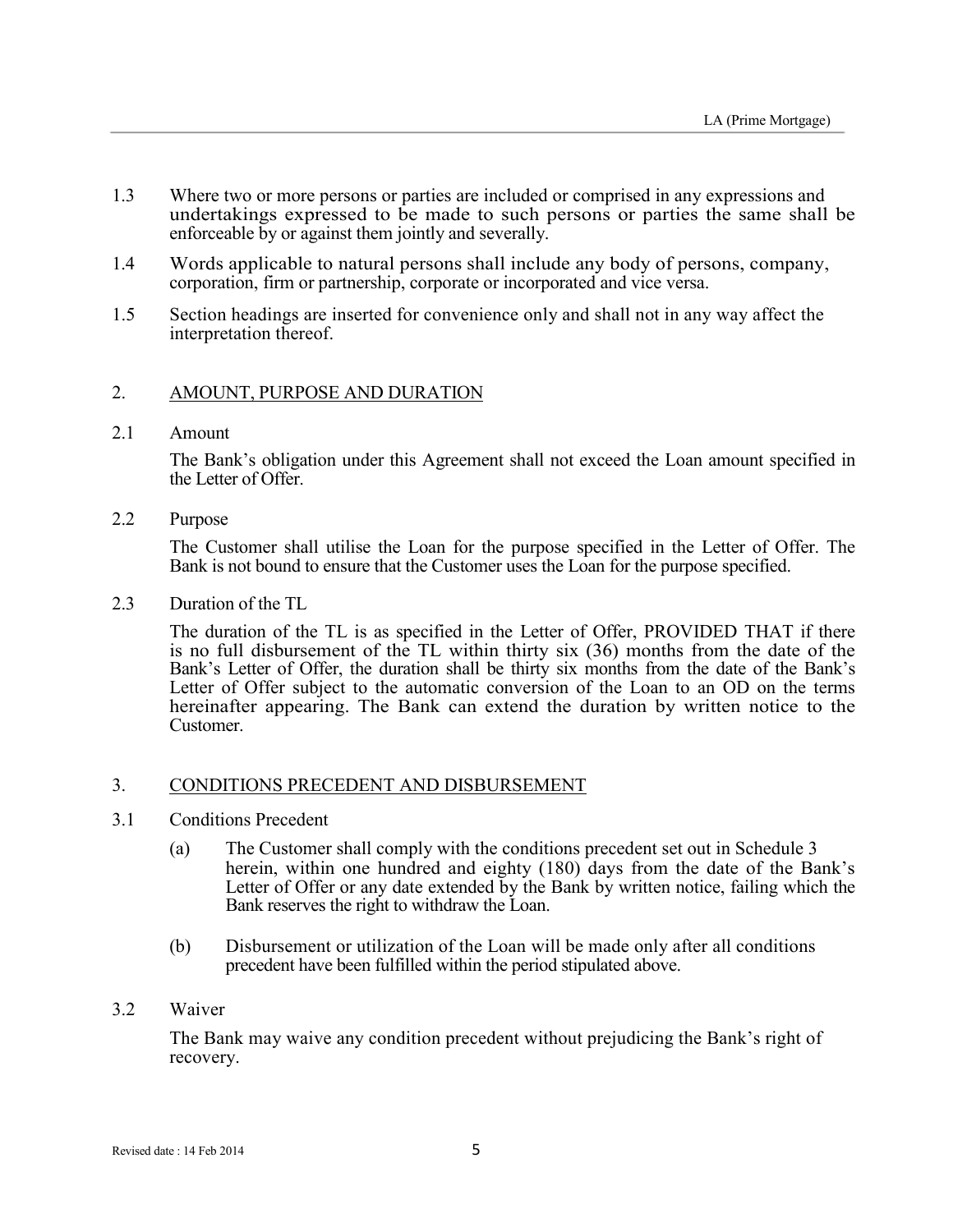1.3 Where two or more persons or parties are included or comprised in any expressions and undertakings expressed to be made to such persons or parties the same shall be enforceable by or against them jointly and severally.

1.4 Words applicable to natural persons shall include any body of persons, company, corporation, firm or partnership, corporate or incorporated and vice versa.

1.5 Section headings are inserted for convenience only and shall not in any way affect the interpretation thereof.

## 2. AMOUNT, PURPOSE AND DURATION

2.1 Amount

The Bank's obligation under this Agreement shall not exceed the Loan amount specified in the Letter of Offer.

2.2 Purpose

The Customer shall utilise the Loan for the purpose specified in the Letter of Offer. The Bank is not bound to ensure that the Customer uses the Loan for the purpose specified.

2.3 Duration of the TL

The duration of the TL is as specified in the Letter of Offer, PROVIDED THAT if there is no full disbursement of the TL within thirty six (36) months from the date of the Bank's Letter of Offer, the duration shall be thirty six months from the date of the Bank's Letter of Offer subject to the automatic conversion of the Loan to an OD on the terms hereinafter appearing. The Bank can extend the duration by written notice to the Customer.

## 3. CONDITIONS PRECEDENT AND DISBURSEMENT

3.1 Conditions Precedent

(a) The Customer shall comply with the conditions precedent set out in Schedule 3 herein, within one hundred and eighty (180) days from the date of the Bank's Letter of Offer or any date extended by the Bank by written notice, failing which the Bank reserves the right to withdraw the Loan.

(b) Disbursement or utilization of the Loan will be made only after all conditions precedent have been fulfilled within the period stipulated above.

3.2 Waiver

The Bank may waive any condition precedent without prejudicing the Bank's right of recovery.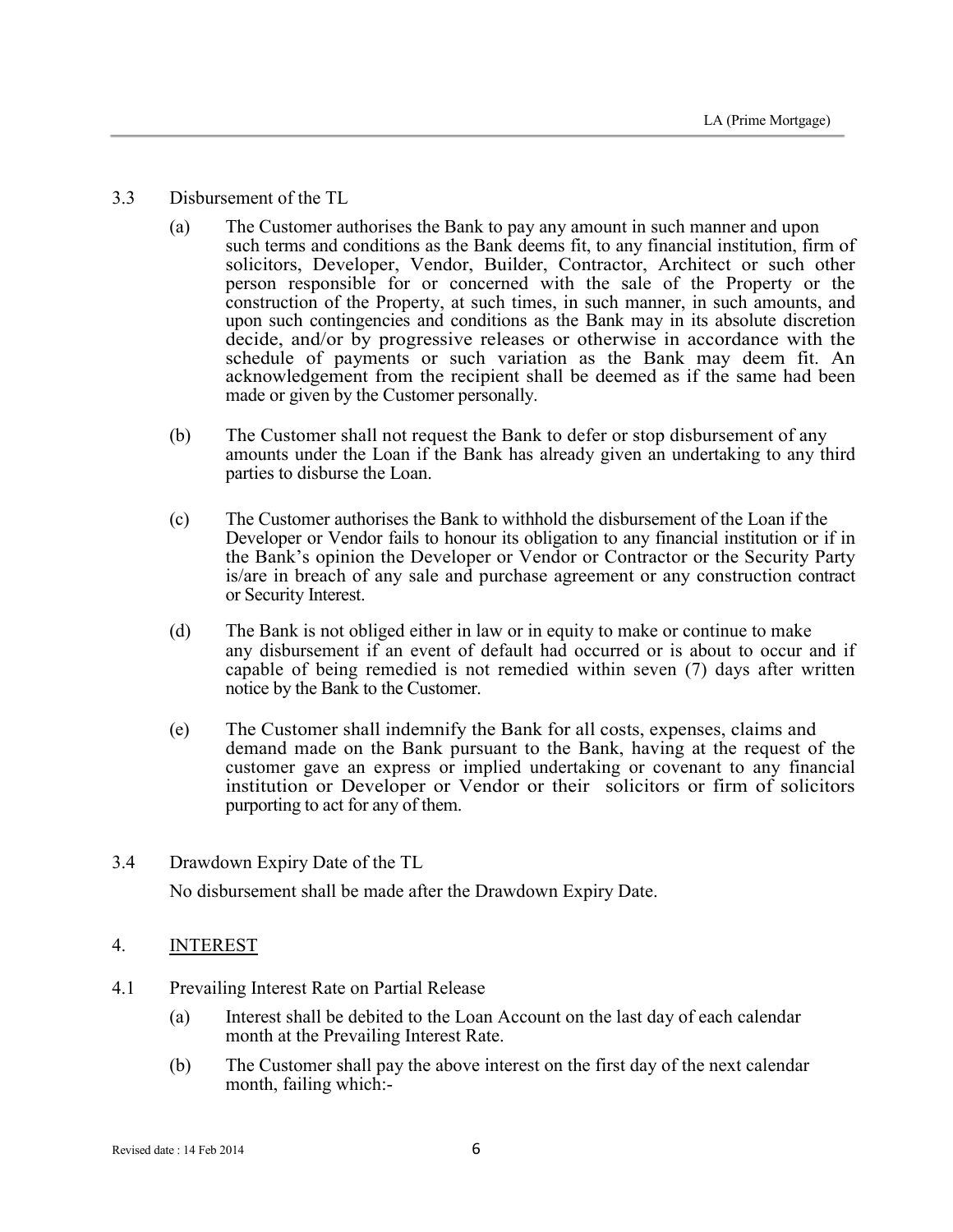3.3 Disbursement of the TL

(a) The Customer authorises the Bank to pay any amount in such manner and upon such terms and conditions as the Bank deems fit, to any financial institution, firm of solicitors, Developer, Vendor, Builder, Contractor, Architect or such other person responsible for or concerned with the sale of the Property or the construction of the Property, at such times, in such manner, in such amounts, and upon such contingencies and conditions as the Bank may in its absolute discretion decide, and/or by progressive releases or otherwise in accordance with the schedule of payments or such variation as the Bank may deem fit. An acknowledgement from the recipient shall be deemed as if the same had been made or given by the Customer personally.

(b) The Customer shall not request the Bank to defer or stop disbursement of any amounts under the Loan if the Bank has already given an undertaking to any third parties to disburse the Loan.

(c) The Customer authorises the Bank to withhold the disbursement of the Loan if the Developer or Vendor fails to honour its obligation to any financial institution or if in the Bank's opinion the Developer or Vendor or Contractor or the Security Party is/are in breach of any sale and purchase agreement or any construction contract or Security Interest.

(d) The Bank is not obliged either in law or in equity to make or continue to make any disbursement if an event of default had occurred or is about to occur and if capable of being remedied is not remedied within seven (7) days after written notice by the Bank to the Customer.

(e) The Customer shall indemnify the Bank for all costs, expenses, claims and demand made on the Bank pursuant to the Bank, having at the request of the customer gave an express or implied undertaking or covenant to any financial institution or Developer or Vendor or their solicitors or firm of solicitors purporting to act for any of them.

3.4 Drawdown Expiry Date of the TL

No disbursement shall be made after the Drawdown Expiry Date.

## 4. INTEREST

4.1 Prevailing Interest Rate on Partial Release

(a) Interest shall be debited to the Loan Account on the last day of each calendar month at the Prevailing Interest Rate.

(b) The Customer shall pay the above interest on the first day of the next calendar month, failing which:-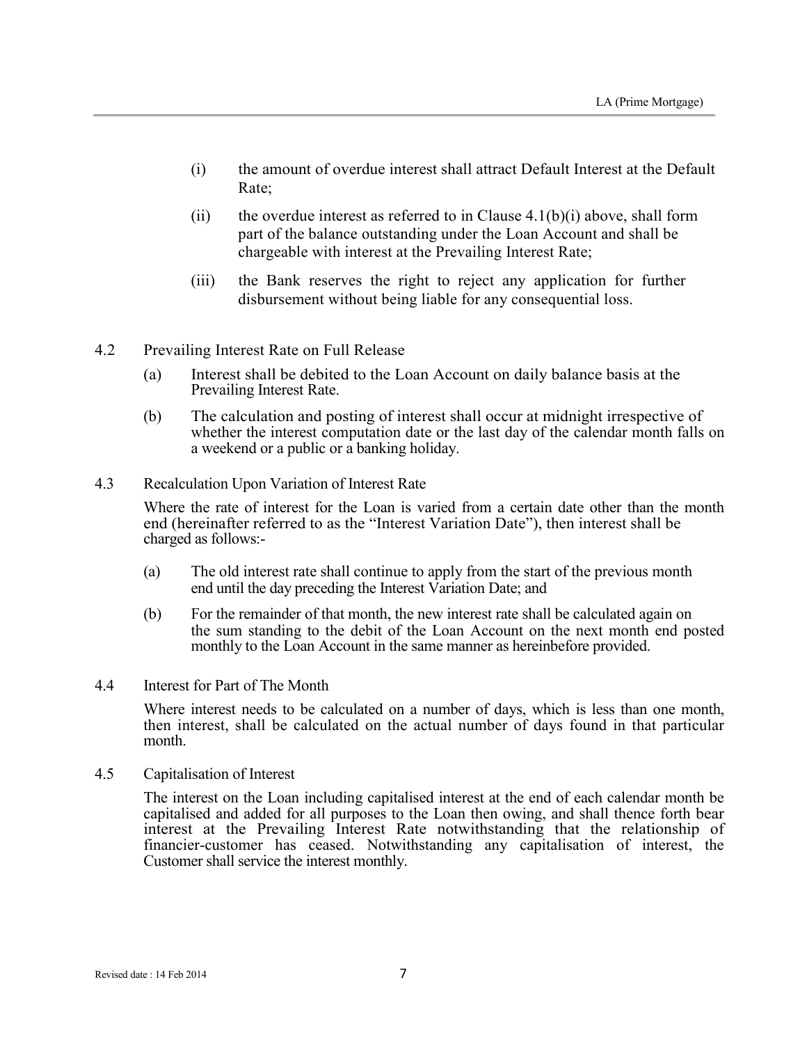(i) the amount of overdue interest shall attract Default Interest at the Default Rate;

(ii) the overdue interest as referred to in Clause 4.1(b)(i) above, shall form part of the balance outstanding under the Loan Account and shall be chargeable with interest at the Prevailing Interest Rate;

(iii) the Bank reserves the right to reject any application for further disbursement without being liable for any consequential loss.

4.2 Prevailing Interest Rate on Full Release

(a) Interest shall be debited to the Loan Account on daily balance basis at the Prevailing Interest Rate.

(b) The calculation and posting of interest shall occur at midnight irrespective of whether the interest computation date or the last day of the calendar month falls on a weekend or a public or a banking holiday.

4.3 Recalculation Upon Variation of Interest Rate

Where the rate of interest for the Loan is varied from a certain date other than the month end (hereinafter referred to as the "Interest Variation Date"), then interest shall be charged as follows:-

(a) The old interest rate shall continue to apply from the start of the previous month end until the day preceding the Interest Variation Date; and

(b) For the remainder of that month, the new interest rate shall be calculated again on the sum standing to the debit of the Loan Account on the next month end posted monthly to the Loan Account in the same manner as hereinbefore provided.

4.4 Interest for Part of The Month

Where interest needs to be calculated on a number of days, which is less than one month, then interest, shall be calculated on the actual number of days found in that particular month.

4.5 Capitalisation of Interest

The interest on the Loan including capitalised interest at the end of each calendar month be capitalised and added for all purposes to the Loan then owing, and shall thence forth bear interest at the Prevailing Interest Rate notwithstanding that the relationship of financier-customer has ceased. Notwithstanding any capitalisation of interest, the Customer shall service the interest monthly.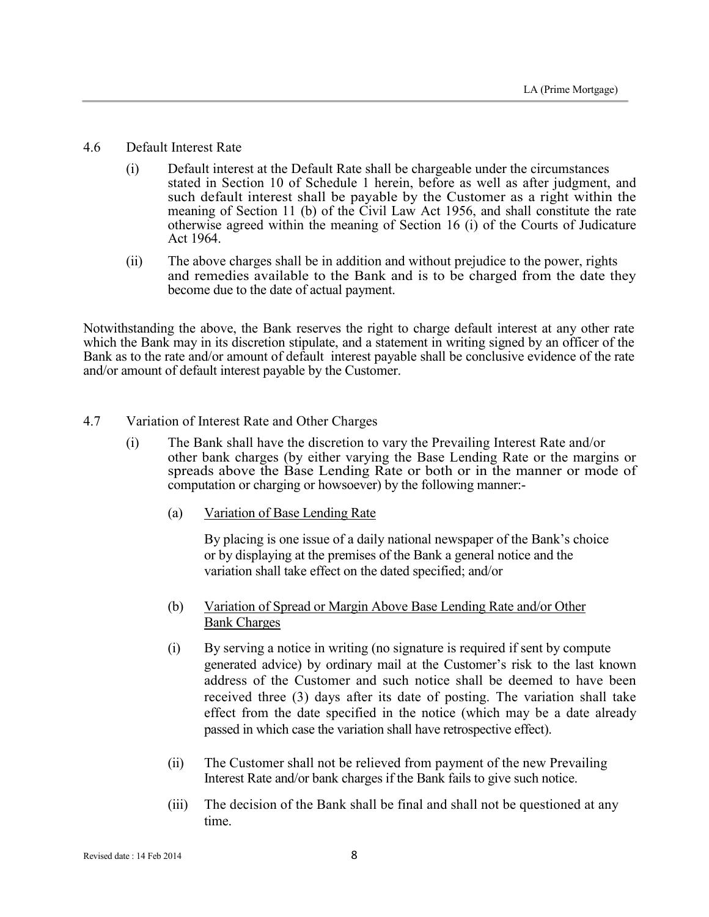## 4.6 Default Interest Rate

(i) Default interest at the Default Rate shall be chargeable under the circumstances stated in Section 10 of Schedule 1 herein, before as well as after judgment, and such default interest shall be payable by the Customer as a right within the meaning of Section 11 (b) of the Civil Law Act 1956, and shall constitute the rate otherwise agreed within the meaning of Section 16 (i) of the Courts of Judicature Act 1964.

(ii) The above charges shall be in addition and without prejudice to the power, rights and remedies available to the Bank and is to be charged from the date they become due to the date of actual payment.

Notwithstanding the above, the Bank reserves the right to charge default interest at any other rate which the Bank may in its discretion stipulate, and a statement in writing signed by an officer of the Bank as to the rate and/or amount of default interest payable shall be conclusive evidence of the rate and/or amount of default interest payable by the Customer.

## 4.7 Variation of Interest Rate and Other Charges

(i) The Bank shall have the discretion to vary the Prevailing Interest Rate and/or other bank charges (by either varying the Base Lending Rate or the margins or spreads above the Base Lending Rate or both or in the manner or mode of computation or charging or howsoever) by the following manner:-

(a) Variation of Base Lending Rate

By placing is one issue of a daily national newspaper of the Bank's choice or by displaying at the premises of the Bank a general notice and the variation shall take effect on the dated specified; and/or

(b) Variation of Spread or Margin Above Base Lending Rate and/or Other Bank Charges

(i) By serving a notice in writing (no signature is required if sent by compute generated advice) by ordinary mail at the Customer's risk to the last known address of the Customer and such notice shall be deemed to have been received three (3) days after its date of posting. The variation shall take effect from the date specified in the notice (which may be a date already passed in which case the variation shall have retrospective effect).

(ii) The Customer shall not be relieved from payment of the new Prevailing Interest Rate and/or bank charges if the Bank fails to give such notice.

(iii) The decision of the Bank shall be final and shall not be questioned at any time.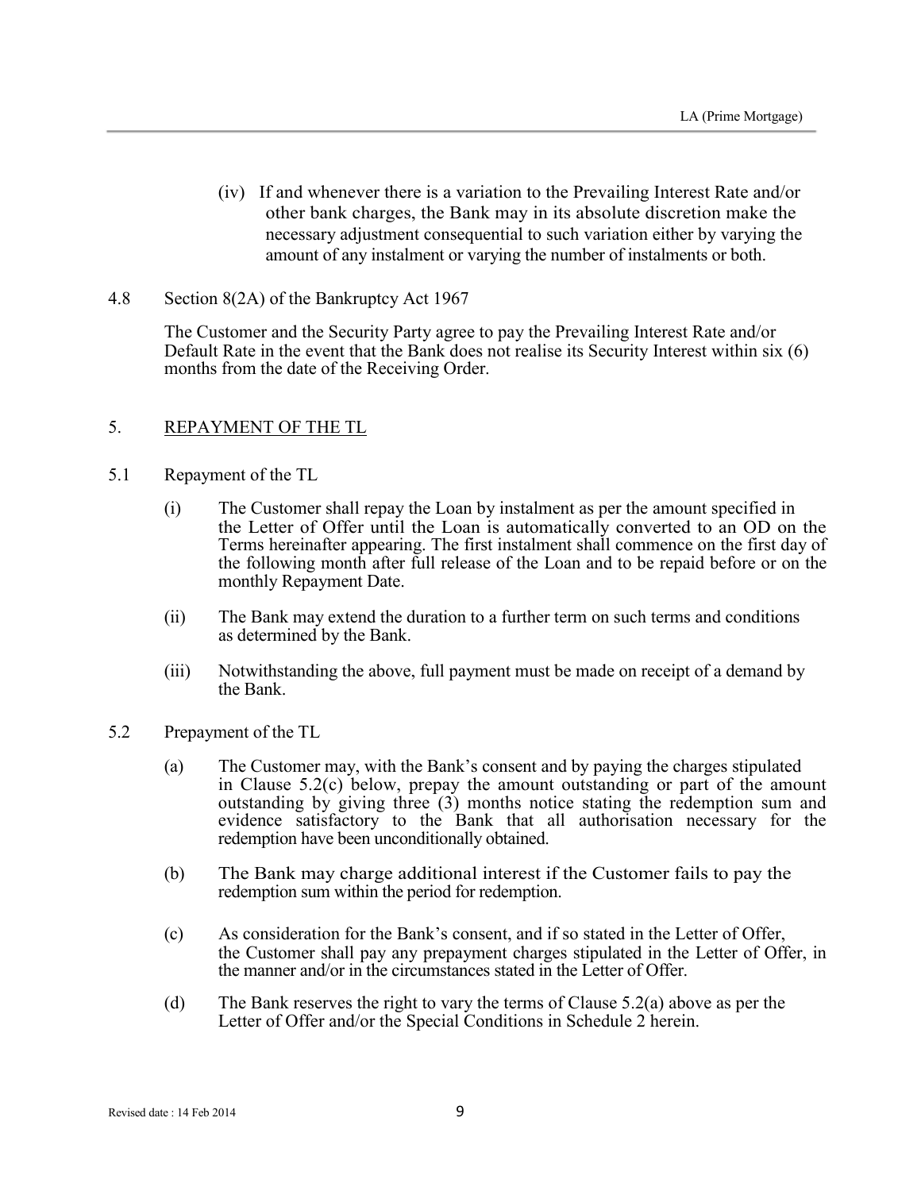(iv) If and whenever there is a variation to the Prevailing Interest Rate and/or other bank charges, the Bank may in its absolute discretion make the necessary adjustment consequential to such variation either by varying the amount of any instalment or varying the number of instalments or both.

4.8 Section 8(2A) of the Bankruptcy Act 1967

The Customer and the Security Party agree to pay the Prevailing Interest Rate and/or Default Rate in the event that the Bank does not realise its Security Interest within six (6) months from the date of the Receiving Order.

## 5. <u>REPAYMENT OF THE TL</u>

5.1 Repayment of the TL

(i) The Customer shall repay the Loan by instalment as per the amount specified in the Letter of Offer until the Loan is automatically converted to an OD on the Terms hereinafter appearing. The first instalment shall commence on the first day of the following month after full release of the Loan and to be repaid before or on the monthly Repayment Date.

(ii) The Bank may extend the duration to a further term on such terms and conditions as determined by the Bank.

(iii) Notwithstanding the above, full payment must be made on receipt of a demand by the Bank.

5.2 Prepayment of the TL

(a) The Customer may, with the Bank's consent and by paying the charges stipulated in Clause 5.2(c) below, prepay the amount outstanding or part of the amount outstanding by giving three (3) months notice stating the redemption sum and evidence satisfactory to the Bank that all authorisation necessary for the redemption have been unconditionally obtained.

(b) The Bank may charge additional interest if the Customer fails to pay the redemption sum within the period for redemption.

(c) As consideration for the Bank's consent, and if so stated in the Letter of Offer, the Customer shall pay any prepayment charges stipulated in the Letter of Offer, in the manner and/or in the circumstances stated in the Letter of Offer.

(d) The Bank reserves the right to vary the terms of Clause 5.2(a) above as per the Letter of Offer and/or the Special Conditions in Schedule 2 herein.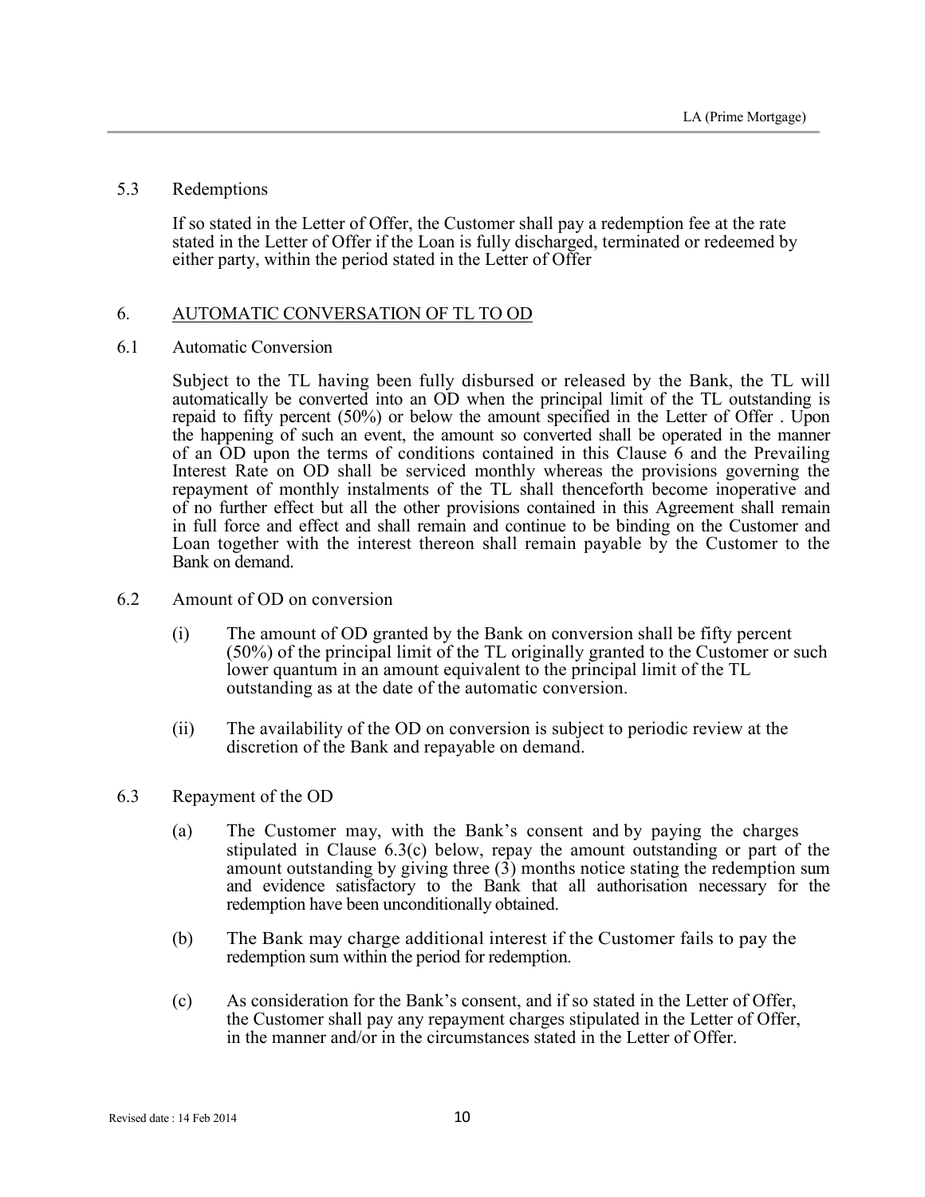5.3 Redemptions

If so stated in the Letter of Offer, the Customer shall pay a redemption fee at the rate stated in the Letter of Offer if the Loan is fully discharged, terminated or redeemed by either party, within the period stated in the Letter of Offer

## 6. AUTOMATIC CONVERSATION OF TL TO OD

6.1 Automatic Conversion

Subject to the TL having been fully disbursed or released by the Bank, the TL will automatically be converted into an OD when the principal limit of the TL outstanding is repaid to fifty percent (50%) or below the amount specified in the Letter of Offer . Upon the happening of such an event, the amount so converted shall be operated in the manner of an OD upon the terms of conditions contained in this Clause 6 and the Prevailing Interest Rate on OD shall be serviced monthly whereas the provisions governing the repayment of monthly instalments of the TL shall thenceforth become inoperative and of no further effect but all the other provisions contained in this Agreement shall remain in full force and effect and shall remain and continue to be binding on the Customer and Loan together with the interest thereon shall remain payable by the Customer to the Bank on demand.

6.2 Amount of OD on conversion

(i) The amount of OD granted by the Bank on conversion shall be fifty percent (50%) of the principal limit of the TL originally granted to the Customer or such lower quantum in an amount equivalent to the principal limit of the TL outstanding as at the date of the automatic conversion.

(ii) The availability of the OD on conversion is subject to periodic review at the discretion of the Bank and repayable on demand.

6.3 Repayment of the OD

(a) The Customer may, with the Bank's consent and by paying the charges stipulated in Clause 6.3(c) below, repay the amount outstanding or part of the amount outstanding by giving three (3) months notice stating the redemption sum and evidence satisfactory to the Bank that all authorisation necessary for the redemption have been unconditionally obtained.

(b) The Bank may charge additional interest if the Customer fails to pay the redemption sum within the period for redemption.

(c) As consideration for the Bank's consent, and if so stated in the Letter of Offer, the Customer shall pay any repayment charges stipulated in the Letter of Offer, in the manner and/or in the circumstances stated in the Letter of Offer.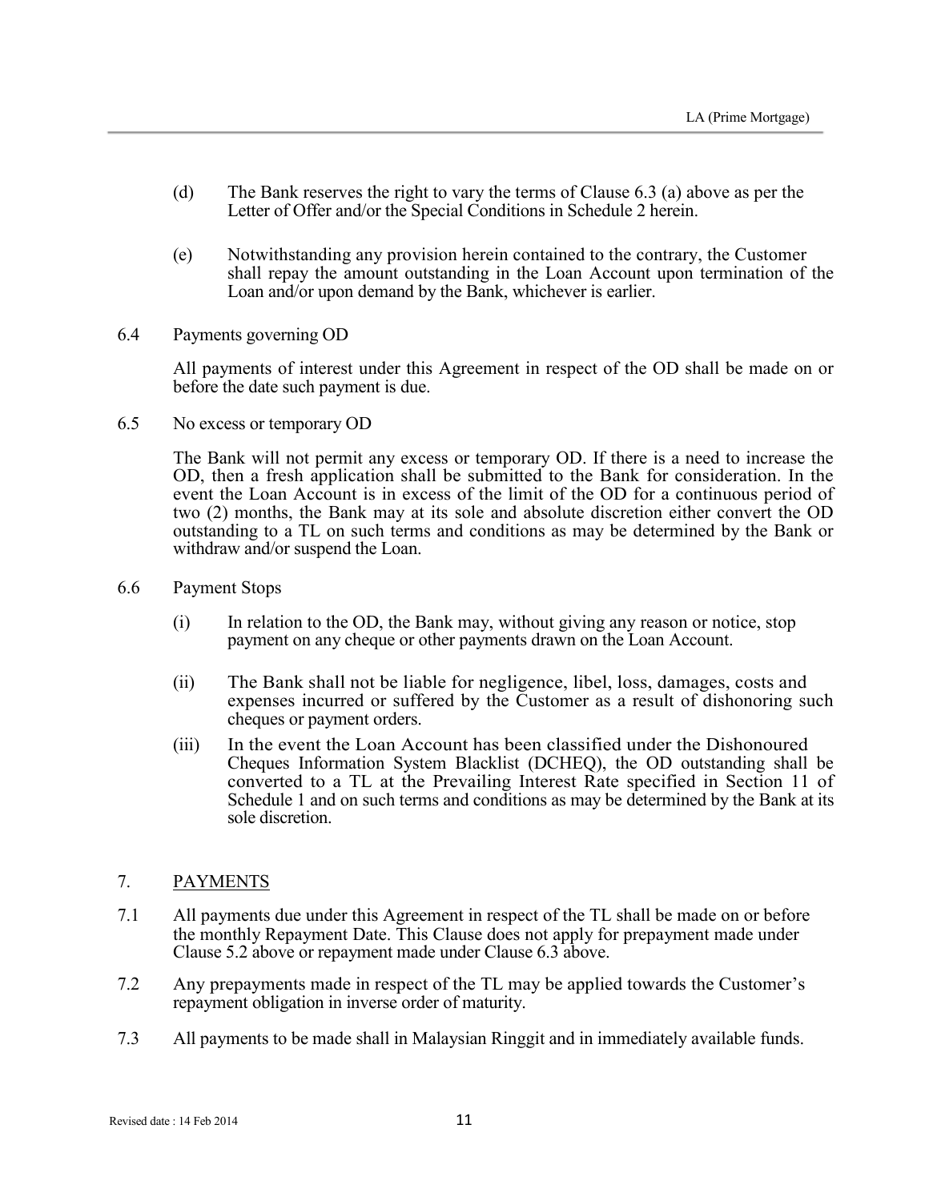(d) The Bank reserves the right to vary the terms of Clause 6.3 (a) above as per the Letter of Offer and/or the Special Conditions in Schedule 2 herein.

(e) Notwithstanding any provision herein contained to the contrary, the Customer shall repay the amount outstanding in the Loan Account upon termination of the Loan and/or upon demand by the Bank, whichever is earlier.

6.4 Payments governing OD

All payments of interest under this Agreement in respect of the OD shall be made on or before the date such payment is due.

6.5 No excess or temporary OD

The Bank will not permit any excess or temporary OD. If there is a need to increase the OD, then a fresh application shall be submitted to the Bank for consideration. In the event the Loan Account is in excess of the limit of the OD for a continuous period of two (2) months, the Bank may at its sole and absolute discretion either convert the OD outstanding to a TL on such terms and conditions as may be determined by the Bank or withdraw and/or suspend the Loan.

6.6 Payment Stops

(i) In relation to the OD, the Bank may, without giving any reason or notice, stop payment on any cheque or other payments drawn on the Loan Account.

(ii) The Bank shall not be liable for negligence, libel, loss, damages, costs and expenses incurred or suffered by the Customer as a result of dishonoring such cheques or payment orders.

(iii) In the event the Loan Account has been classified under the Dishonoured Cheques Information System Blacklist (DCHEQ), the OD outstanding shall be converted to a TL at the Prevailing Interest Rate specified in Section 11 of Schedule 1 and on such terms and conditions as may be determined by the Bank at its sole discretion.

## 7. <u>PAYMENTS</u>

7.1 All payments due under this Agreement in respect of the TL shall be made on or before the monthly Repayment Date. This Clause does not apply for prepayment made under Clause 5.2 above or repayment made under Clause 6.3 above.

7.2 Any prepayments made in respect of the TL may be applied towards the Customer's repayment obligation in inverse order of maturity.

7.3 All payments to be made shall in Malaysian Ringgit and in immediately available funds.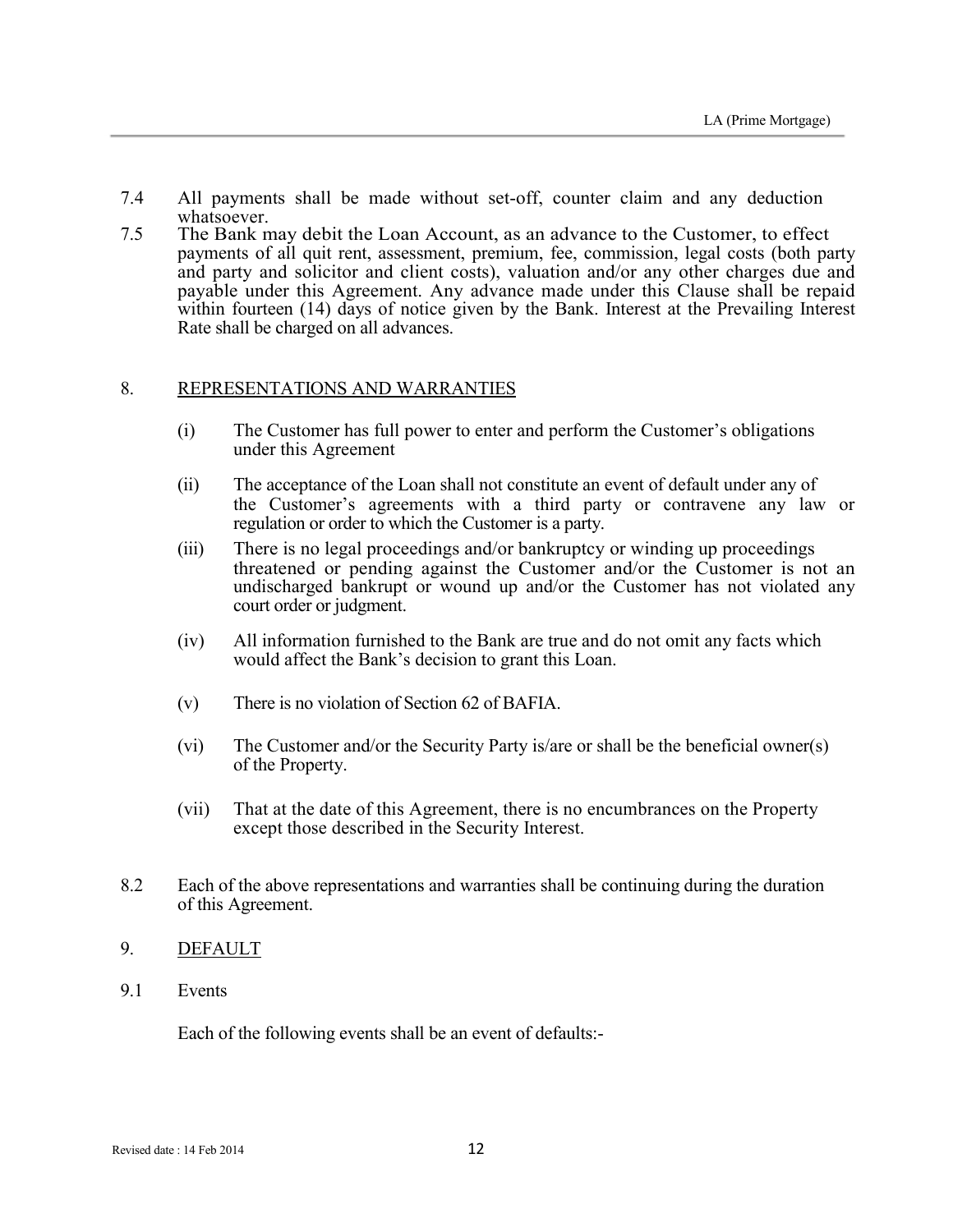7.4 All payments shall be made without set-off, counter claim and any deduction whatsoever.

7.5 The Bank may debit the Loan Account, as an advance to the Customer, to effect payments of all quit rent, assessment, premium, fee, commission, legal costs (both party and party and solicitor and client costs), valuation and/or any other charges due and payable under this Agreement. Any advance made under this Clause shall be repaid within fourteen (14) days of notice given by the Bank. Interest at the Prevailing Interest Rate shall be charged on all advances.

## 8. REPRESENTATIONS AND WARRANTIES

(i) The Customer has full power to enter and perform the Customer's obligations under this Agreement

(ii) The acceptance of the Loan shall not constitute an event of default under any of the Customer's agreements with a third party or contravene any law or regulation or order to which the Customer is a party.

(iii) There is no legal proceedings and/or bankruptcy or winding up proceedings threatened or pending against the Customer and/or the Customer is not an undischarged bankrupt or wound up and/or the Customer has not violated any court order or judgment.

(iv) All information furnished to the Bank are true and do not omit any facts which would affect the Bank's decision to grant this Loan.

(v) There is no violation of Section 62 of BAFIA.

(vi) The Customer and/or the Security Party is/are or shall be the beneficial owner(s) of the Property.

(vii) That at the date of this Agreement, there is no encumbrances on the Property except those described in the Security Interest.

8.2 Each of the above representations and warranties shall be continuing during the duration of this Agreement.

## 9. DEFAULT

9.1 Events

Each of the following events shall be an event of defaults:-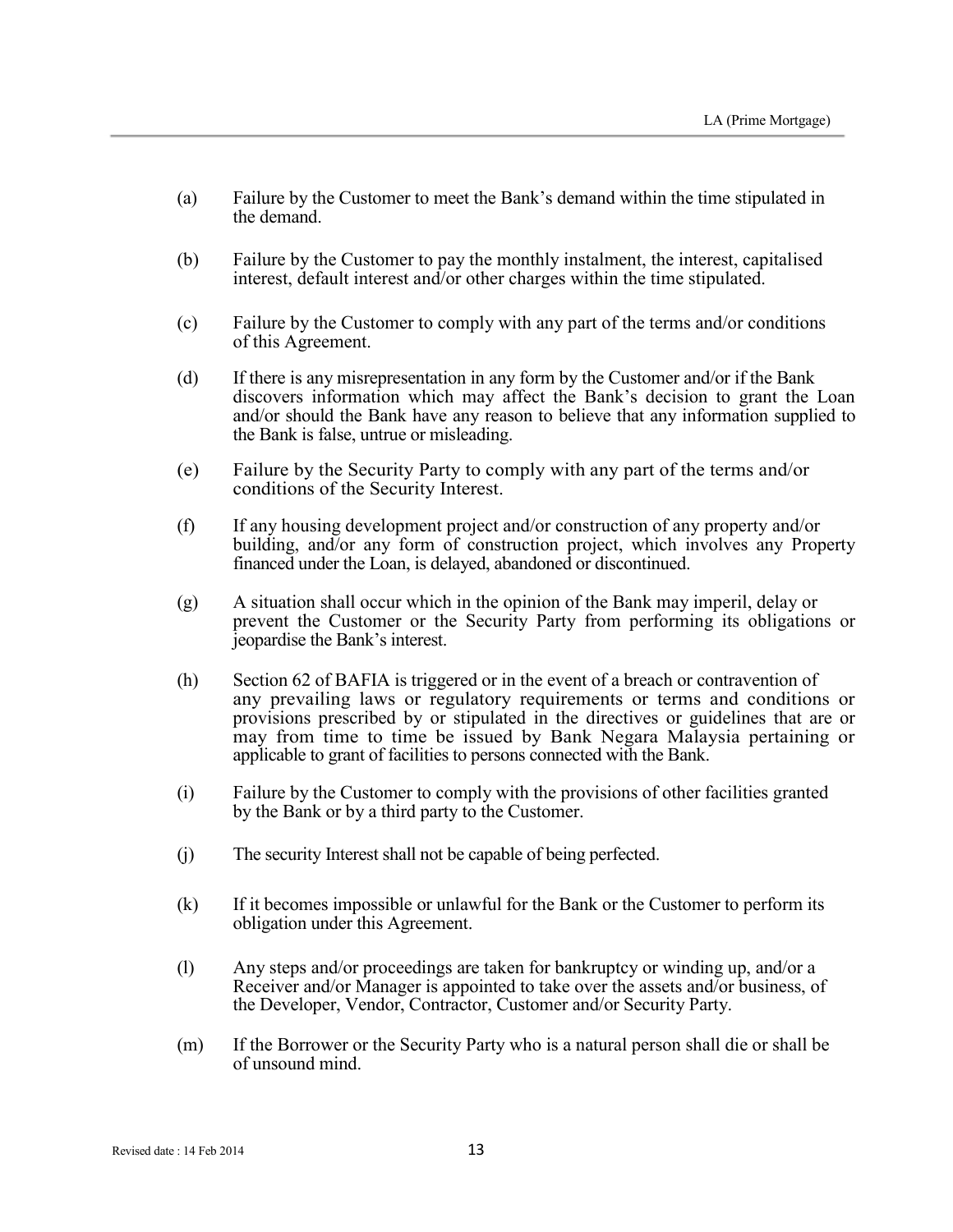(a) Failure by the Customer to meet the Bank's demand within the time stipulated in the demand.

(b) Failure by the Customer to pay the monthly instalment, the interest, capitalised interest, default interest and/or other charges within the time stipulated.

(c) Failure by the Customer to comply with any part of the terms and/or conditions of this Agreement.

(d) If there is any misrepresentation in any form by the Customer and/or if the Bank discovers information which may affect the Bank's decision to grant the Loan and/or should the Bank have any reason to believe that any information supplied to the Bank is false, untrue or misleading.

(e) Failure by the Security Party to comply with any part of the terms and/or conditions of the Security Interest.

(f) If any housing development project and/or construction of any property and/or building, and/or any form of construction project, which involves any Property financed under the Loan, is delayed, abandoned or discontinued.

(g) A situation shall occur which in the opinion of the Bank may imperil, delay or prevent the Customer or the Security Party from performing its obligations or jeopardise the Bank's interest.

(h) Section 62 of BAFIA is triggered or in the event of a breach or contravention of any prevailing laws or regulatory requirements or terms and conditions or provisions prescribed by or stipulated in the directives or guidelines that are or may from time to time be issued by Bank Negara Malaysia pertaining or applicable to grant of facilities to persons connected with the Bank.

(i) Failure by the Customer to comply with the provisions of other facilities granted by the Bank or by a third party to the Customer.

(j) The security Interest shall not be capable of being perfected.

(k) If it becomes impossible or unlawful for the Bank or the Customer to perform its obligation under this Agreement.

(l) Any steps and/or proceedings are taken for bankruptcy or winding up, and/or a Receiver and/or Manager is appointed to take over the assets and/or business, of the Developer, Vendor, Contractor, Customer and/or Security Party.

(m) If the Borrower or the Security Party who is a natural person shall die or shall be of unsound mind.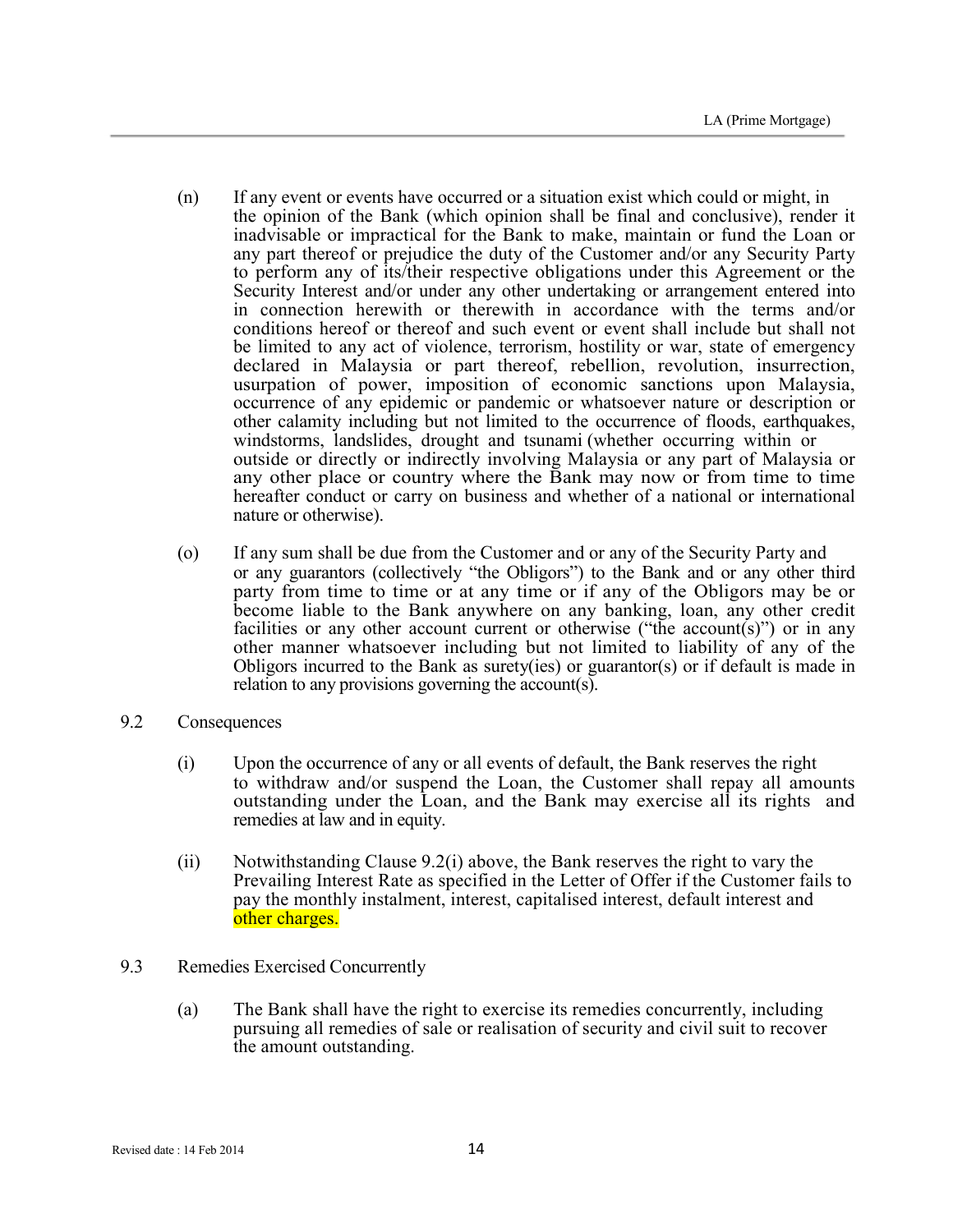(n) If any event or events have occurred or a situation exist which could or might, in the opinion of the Bank (which opinion shall be final and conclusive), render it inadvisable or impractical for the Bank to make, maintain or fund the Loan or any part thereof or prejudice the duty of the Customer and/or any Security Party to perform any of its/their respective obligations under this Agreement or the Security Interest and/or under any other undertaking or arrangement entered into in connection herewith or therewith in accordance with the terms and/or conditions hereof or thereof and such event or event shall include but shall not be limited to any act of violence, terrorism, hostility or war, state of emergency declared in Malaysia or part thereof, rebellion, revolution, insurrection, usurpation of power, imposition of economic sanctions upon Malaysia, occurrence of any epidemic or pandemic or whatsoever nature or description or other calamity including but not limited to the occurrence of floods, earthquakes, windstorms, landslides, drought and tsunami (whether occurring within or outside or directly or indirectly involving Malaysia or any part of Malaysia or any other place or country where the Bank may now or from time to time hereafter conduct or carry on business and whether of a national or international nature or otherwise).

(o) If any sum shall be due from the Customer and or any of the Security Party and or any guarantors (collectively "the Obligors") to the Bank and or any other third party from time to time or at any time or if any of the Obligors may be or become liable to the Bank anywhere on any banking, loan, any other credit facilities or any other account current or otherwise ("the account(s)") or in any other manner whatsoever including but not limited to liability of any of the Obligors incurred to the Bank as surety(ies) or guarantor(s) or if default is made in relation to any provisions governing the account(s).

9.2 Consequences

(i) Upon the occurrence of any or all events of default, the Bank reserves the right to withdraw and/or suspend the Loan, the Customer shall repay all amounts outstanding under the Loan, and the Bank may exercise all its rights and remedies at law and in equity.

(ii) Notwithstanding Clause 9.2(i) above, the Bank reserves the right to vary the Prevailing Interest Rate as specified in the Letter of Offer if the Customer fails to pay the monthly instalment, interest, capitalised interest, default interest and other charges.

9.3 Remedies Exercised Concurrently

(a) The Bank shall have the right to exercise its remedies concurrently, including pursuing all remedies of sale or realisation of security and civil suit to recover the amount outstanding.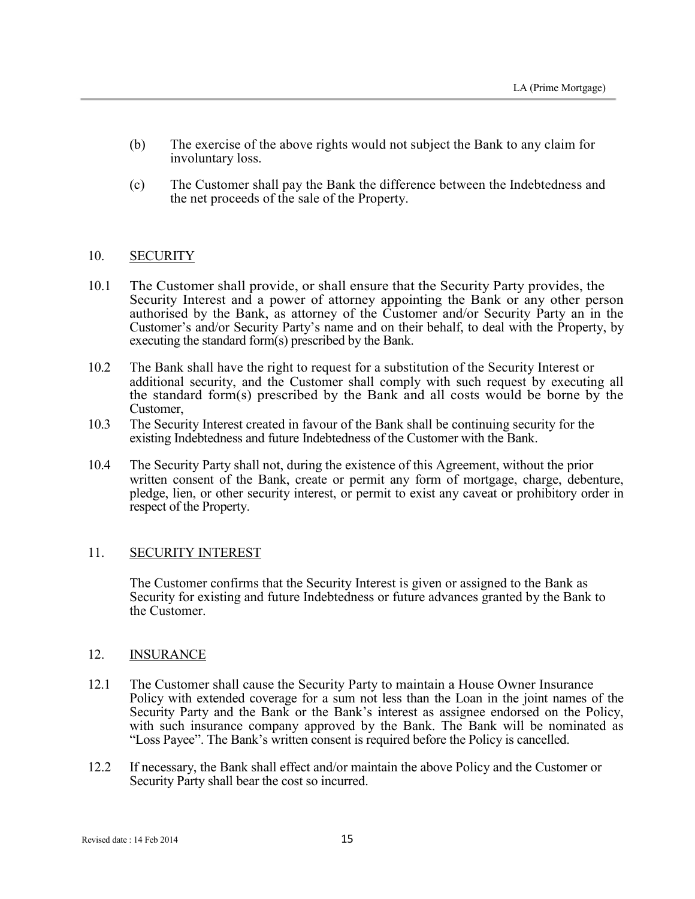(b) The exercise of the above rights would not subject the Bank to any claim for involuntary loss.

(c) The Customer shall pay the Bank the difference between the Indebtedness and the net proceeds of the sale of the Property.

## 10. SECURITY

10.1 The Customer shall provide, or shall ensure that the Security Party provides, the Security Interest and a power of attorney appointing the Bank or any other person authorised by the Bank, as attorney of the Customer and/or Security Party an in the Customer's and/or Security Party's name and on their behalf, to deal with the Property, by executing the standard form(s) prescribed by the Bank.

10.2 The Bank shall have the right to request for a substitution of the Security Interest or additional security, and the Customer shall comply with such request by executing all the standard form(s) prescribed by the Bank and all costs would be borne by the Customer,

10.3 The Security Interest created in favour of the Bank shall be continuing security for the existing Indebtedness and future Indebtedness of the Customer with the Bank.

10.4 The Security Party shall not, during the existence of this Agreement, without the prior written consent of the Bank, create or permit any form of mortgage, charge, debenture, pledge, lien, or other security interest, or permit to exist any caveat or prohibitory order in respect of the Property.

## 11. SECURITY INTEREST

The Customer confirms that the Security Interest is given or assigned to the Bank as Security for existing and future Indebtedness or future advances granted by the Bank to the Customer.

## 12. INSURANCE

12.1 The Customer shall cause the Security Party to maintain a House Owner Insurance Policy with extended coverage for a sum not less than the Loan in the joint names of the Security Party and the Bank or the Bank's interest as assignee endorsed on the Policy, with such insurance company approved by the Bank. The Bank will be nominated as "Loss Payee". The Bank's written consent is required before the Policy is cancelled.

12.2 If necessary, the Bank shall effect and/or maintain the above Policy and the Customer or Security Party shall bear the cost so incurred.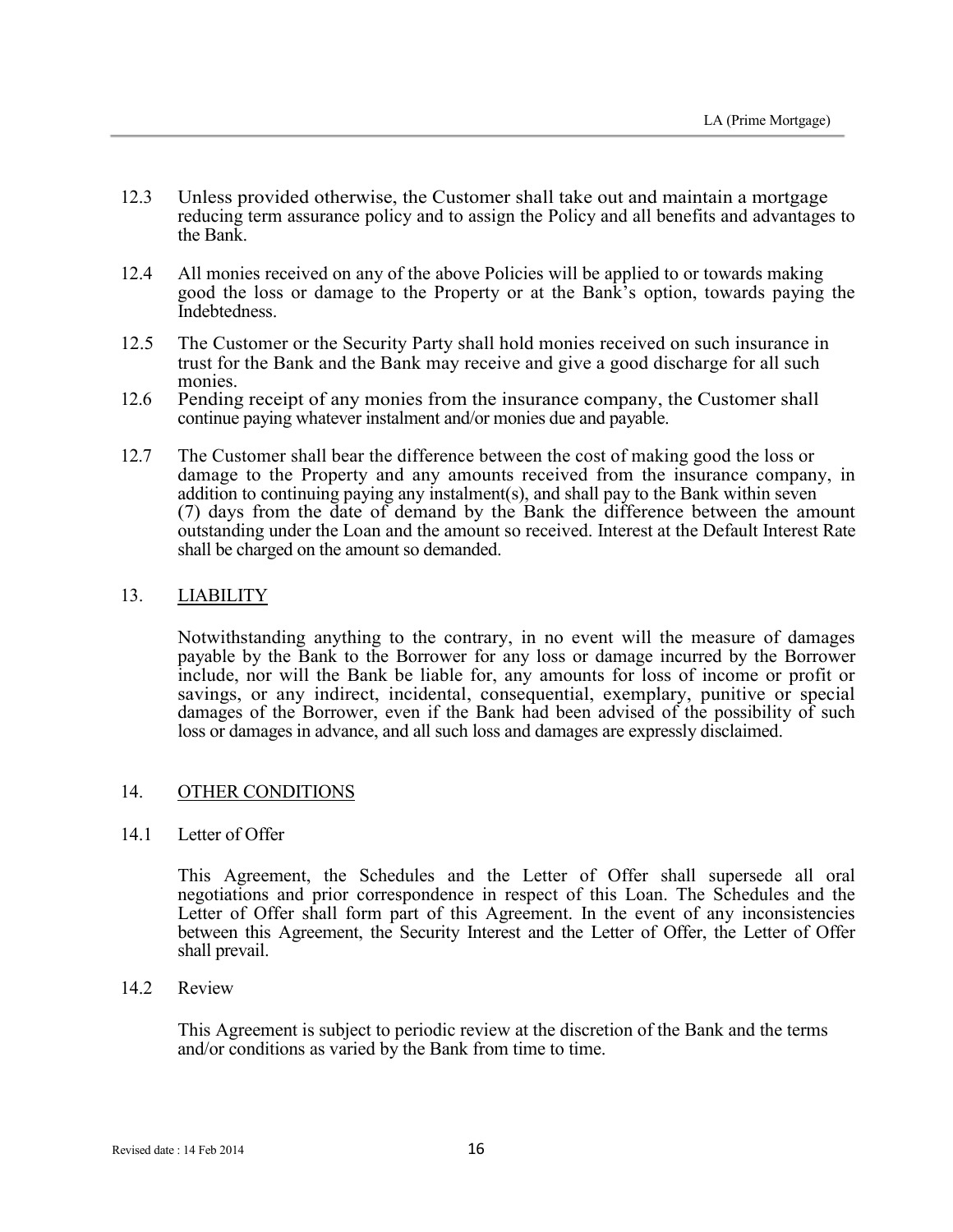12.3 Unless provided otherwise, the Customer shall take out and maintain a mortgage reducing term assurance policy and to assign the Policy and all benefits and advantages to the Bank.

12.4 All monies received on any of the above Policies will be applied to or towards making good the loss or damage to the Property or at the Bank's option, towards paying the Indebtedness.

12.5 The Customer or the Security Party shall hold monies received on such insurance in trust for the Bank and the Bank may receive and give a good discharge for all such monies.

12.6 Pending receipt of any monies from the insurance company, the Customer shall continue paying whatever instalment and/or monies due and payable.

12.7 The Customer shall bear the difference between the cost of making good the loss or damage to the Property and any amounts received from the insurance company, in addition to continuing paying any instalment(s), and shall pay to the Bank within seven (7) days from the date of demand by the Bank the difference between the amount outstanding under the Loan and the amount so received. Interest at the Default Interest Rate shall be charged on the amount so demanded.

## 13. <u>LIABILITY</u>

Notwithstanding anything to the contrary, in no event will the measure of damages payable by the Bank to the Borrower for any loss or damage incurred by the Borrower include, nor will the Bank be liable for, any amounts for loss of income or profit or savings, or any indirect, incidental, consequential, exemplary, punitive or special damages of the Borrower, even if the Bank had been advised of the possibility of such loss or damages in advance, and all such loss and damages are expressly disclaimed.

## 14. <u>OTHER CONDITIONS</u>

14.1 Letter of Offer

This Agreement, the Schedules and the Letter of Offer shall supersede all oral negotiations and prior correspondence in respect of this Loan. The Schedules and the Letter of Offer shall form part of this Agreement. In the event of any inconsistencies between this Agreement, the Security Interest and the Letter of Offer, the Letter of Offer shall prevail.

14.2 Review

This Agreement is subject to periodic review at the discretion of the Bank and the terms and/or conditions as varied by the Bank from time to time.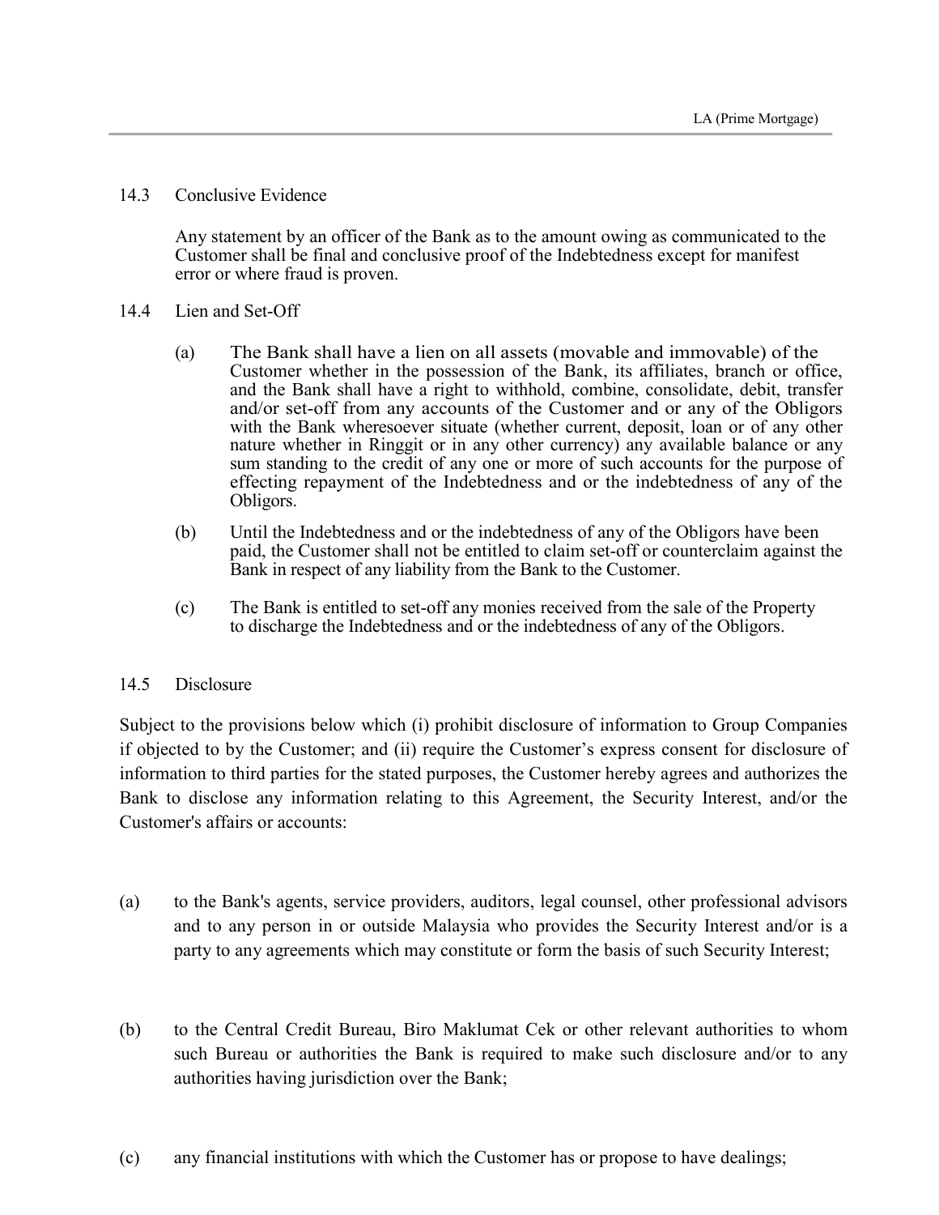### 14.3 Conclusive Evidence

Any statement by an officer of the Bank as to the amount owing as communicated to the Customer shall be final and conclusive proof of the Indebtedness except for manifest error or where fraud is proven.

### 14.4 Lien and Set-Off

(a) The Bank shall have a lien on all assets (movable and immovable) of the Customer whether in the possession of the Bank, its affiliates, branch or office, and the Bank shall have a right to withhold, combine, consolidate, debit, transfer and/or set-off from any accounts of the Customer and or any of the Obligors with the Bank wheresoever situate (whether current, deposit, loan or of any other nature whether in Ringgit or in any other currency) any available balance or any sum standing to the credit of any one or more of such accounts for the purpose of effecting repayment of the Indebtedness and or the indebtedness of any of the Obligors.

(b) Until the Indebtedness and or the indebtedness of any of the Obligors have been paid, the Customer shall not be entitled to claim set-off or counterclaim against the Bank in respect of any liability from the Bank to the Customer.

(c) The Bank is entitled to set-off any monies received from the sale of the Property to discharge the Indebtedness and or the indebtedness of any of the Obligors.

### 14.5 Disclosure

Subject to the provisions below which (i) prohibit disclosure of information to Group Companies if objected to by the Customer; and (ii) require the Customer's express consent for disclosure of information to third parties for the stated purposes, the Customer hereby agrees and authorizes the Bank to disclose any information relating to this Agreement, the Security Interest, and/or the Customer's affairs or accounts:

(a) to the Bank's agents, service providers, auditors, legal counsel, other professional advisors and to any person in or outside Malaysia who provides the Security Interest and/or is a party to any agreements which may constitute or form the basis of such Security Interest;

(b) to the Central Credit Bureau, Biro Maklumat Cek or other relevant authorities to whom such Bureau or authorities the Bank is required to make such disclosure and/or to any authorities having jurisdiction over the Bank;

(c) any financial institutions with which the Customer has or propose to have dealings;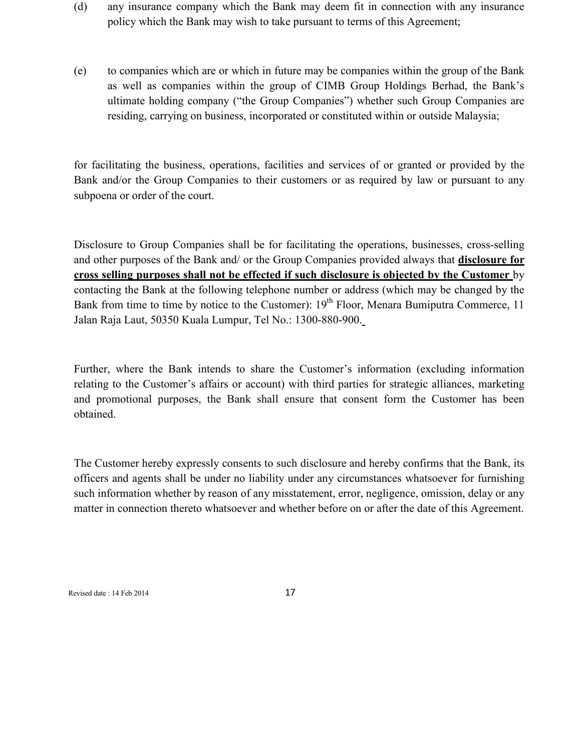(d) any insurance company which the Bank may deem fit in connection with any insurance policy which the Bank may wish to take pursuant to terms of this Agreement;

(e) to companies which are or which in future may be companies within the group of the Bank as well as companies within the group of CIMB Group Holdings Berhad, the Bank's ultimate holding company ("the Group Companies") whether such Group Companies are residing, carrying on business, incorporated or constituted within or outside Malaysia;

for facilitating the business, operations, facilities and services of or granted or provided by the Bank and/or the Group Companies to their customers or as required by law or pursuant to any subpoena or order of the court.

Disclosure to Group Companies shall be for facilitating the operations, businesses, cross-selling and other purposes of the Bank and/ or the Group Companies provided always that **disclosure for cross selling purposes shall not be effected if such disclosure is objected by the Customer** by contacting the Bank at the following telephone number or address (which may be changed by the Bank from time to time by notice to the Customer): 19th Floor, Menara Bumiputra Commerce, 11 Jalan Raja Laut, 50350 Kuala Lumpur, Tel No.: 1300-880-900.

Further, where the Bank intends to share the Customer's information (excluding information relating to the Customer's affairs or account) with third parties for strategic alliances, marketing and promotional purposes, the Bank shall ensure that consent form the Customer has been obtained.

The Customer hereby expressly consents to such disclosure and hereby confirms that the Bank, its officers and agents shall be under no liability under any circumstances whatsoever for furnishing such information whether by reason of any misstatement, error, negligence, omission, delay or any matter in connection thereto whatsoever and whether before on or after the date of this Agreement.

Revised date : 14 Feb 2014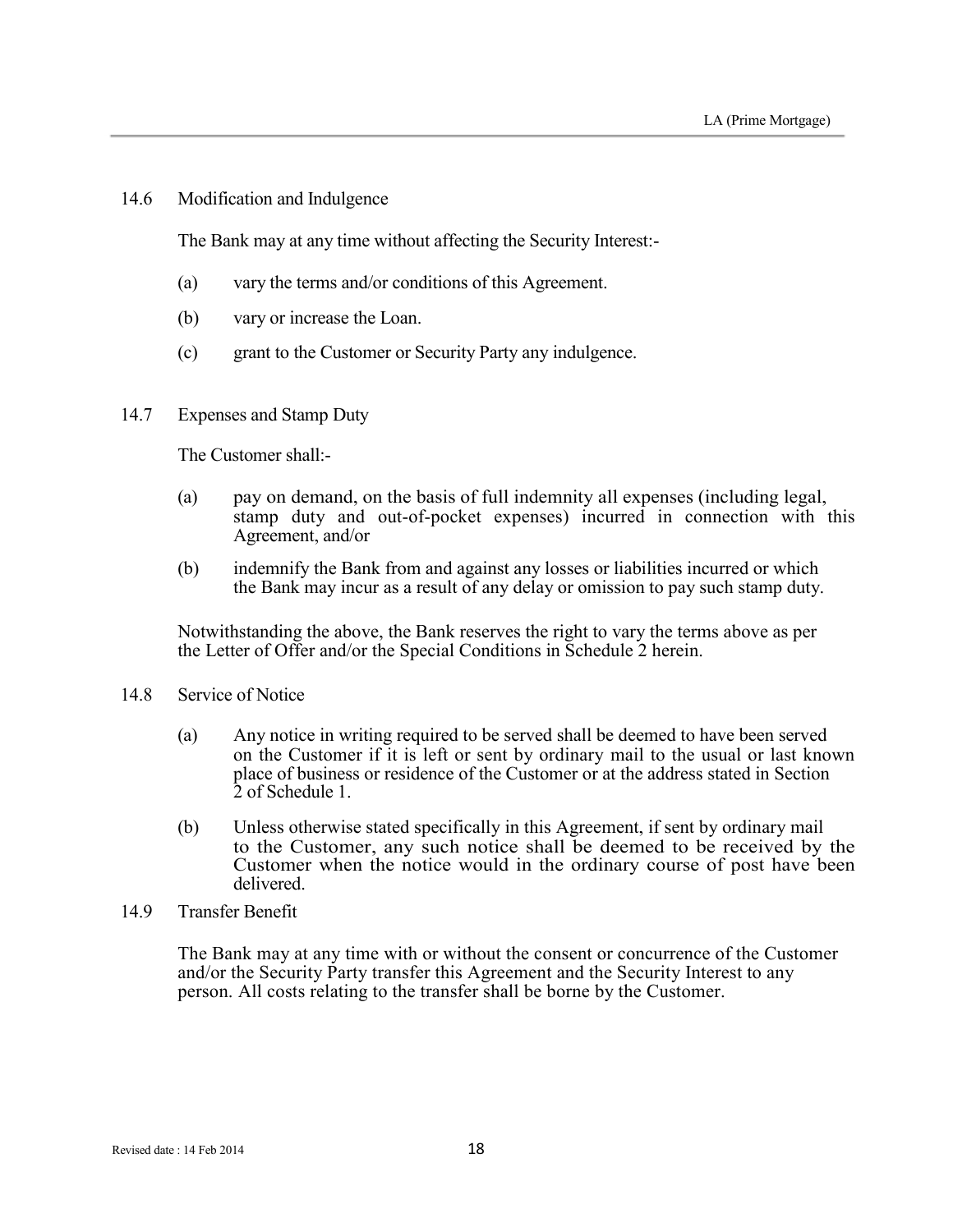### 14.6 Modification and Indulgence

The Bank may at any time without affecting the Security Interest:-

(a) vary the terms and/or conditions of this Agreement.

(b) vary or increase the Loan.

(c) grant to the Customer or Security Party any indulgence.

### 14.7 Expenses and Stamp Duty

The Customer shall:-

(a) pay on demand, on the basis of full indemnity all expenses (including legal, stamp duty and out-of-pocket expenses) incurred in connection with this Agreement, and/or

(b) indemnify the Bank from and against any losses or liabilities incurred or which the Bank may incur as a result of any delay or omission to pay such stamp duty.

Notwithstanding the above, the Bank reserves the right to vary the terms above as per the Letter of Offer and/or the Special Conditions in Schedule 2 herein.

### 14.8 Service of Notice

(a) Any notice in writing required to be served shall be deemed to have been served on the Customer if it is left or sent by ordinary mail to the usual or last known place of business or residence of the Customer or at the address stated in Section 2 of Schedule 1.

(b) Unless otherwise stated specifically in this Agreement, if sent by ordinary mail to the Customer, any such notice shall be deemed to be received by the Customer when the notice would in the ordinary course of post have been delivered.

### 14.9 Transfer Benefit

The Bank may at any time with or without the consent or concurrence of the Customer and/or the Security Party transfer this Agreement and the Security Interest to any person. All costs relating to the transfer shall be borne by the Customer.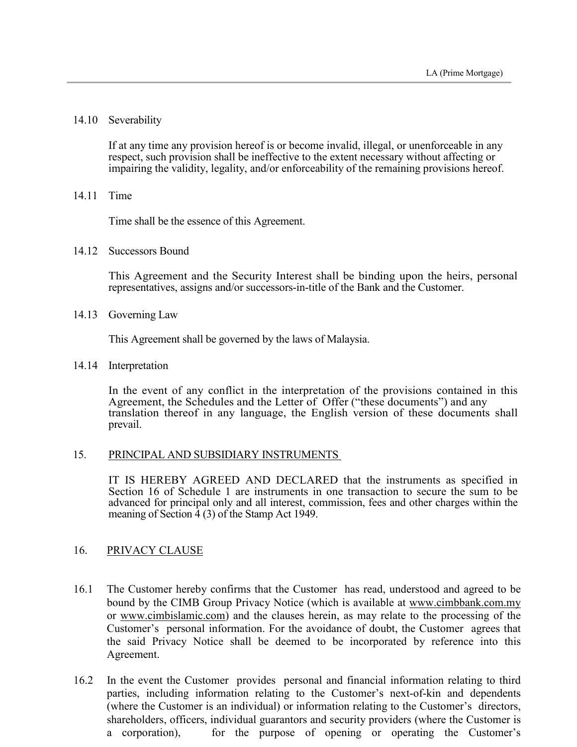14.10 Severability

If at any time any provision hereof is or become invalid, illegal, or unenforceable in any respect, such provision shall be ineffective to the extent necessary without affecting or impairing the validity, legality, and/or enforceability of the remaining provisions hereof.

14.11 Time

Time shall be the essence of this Agreement.

14.12 Successors Bound

This Agreement and the Security Interest shall be binding upon the heirs, personal representatives, assigns and/or successors-in-title of the Bank and the Customer.

14.13 Governing Law

This Agreement shall be governed by the laws of Malaysia.

14.14 Interpretation

In the event of any conflict in the interpretation of the provisions contained in this Agreement, the Schedules and the Letter of Offer ("these documents") and any translation thereof in any language, the English version of these documents shall prevail.

## 15. PRINCIPAL AND SUBSIDIARY INSTRUMENTS

IT IS HEREBY AGREED AND DECLARED that the instruments as specified in Section 16 of Schedule 1 are instruments in one transaction to secure the sum to be advanced for principal only and all interest, commission, fees and other charges within the meaning of Section 4 (3) of the Stamp Act 1949.

## 16. PRIVACY CLAUSE

16.1 The Customer hereby confirms that the Customer has read, understood and agreed to be bound by the CIMB Group Privacy Notice (which is available at www.cimbbank.com.my or www.cimbislamic.com) and the clauses herein, as may relate to the processing of the Customer's personal information. For the avoidance of doubt, the Customer agrees that the said Privacy Notice shall be deemed to be incorporated by reference into this Agreement.

16.2 In the event the Customer provides personal and financial information relating to third parties, including information relating to the Customer's next-of-kin and dependents (where the Customer is an individual) or information relating to the Customer's directors, shareholders, officers, individual guarantors and security providers (where the Customer is a corporation), for the purpose of opening or operating the Customer's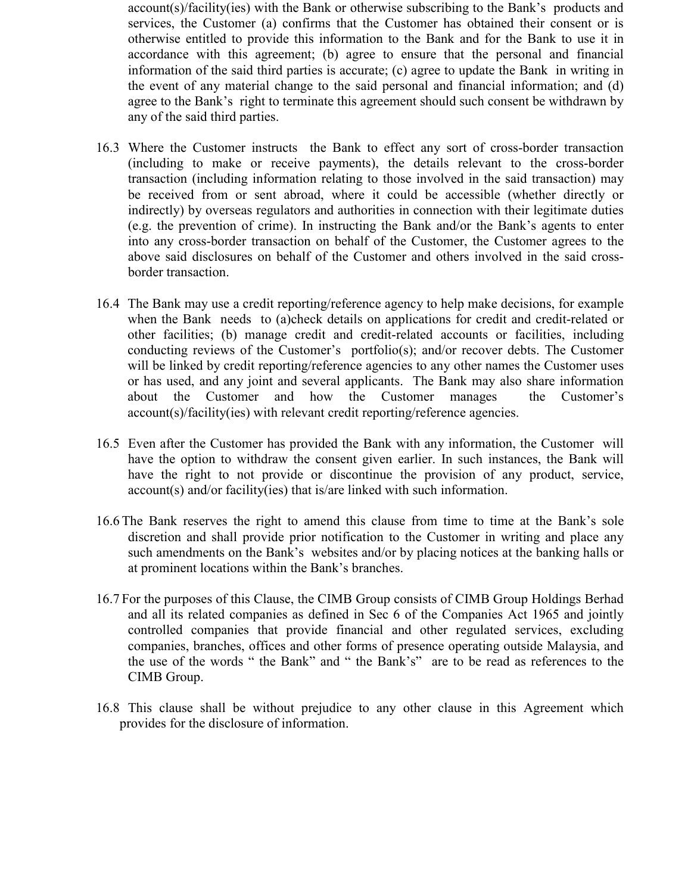account(s)/facility(ies) with the Bank or otherwise subscribing to the Bank's products and services, the Customer (a) confirms that the Customer has obtained their consent or is otherwise entitled to provide this information to the Bank and for the Bank to use it in accordance with this agreement; (b) agree to ensure that the personal and financial information of the said third parties is accurate; (c) agree to update the Bank in writing in the event of any material change to the said personal and financial information; and (d) agree to the Bank's right to terminate this agreement should such consent be withdrawn by any of the said third parties.

16.3 Where the Customer instructs the Bank to effect any sort of cross-border transaction (including to make or receive payments), the details relevant to the cross-border transaction (including information relating to those involved in the said transaction) may be received from or sent abroad, where it could be accessible (whether directly or indirectly) by overseas regulators and authorities in connection with their legitimate duties (e.g. the prevention of crime). In instructing the Bank and/or the Bank's agents to enter into any cross-border transaction on behalf of the Customer, the Customer agrees to the above said disclosures on behalf of the Customer and others involved in the said cross-border transaction.

16.4 The Bank may use a credit reporting/reference agency to help make decisions, for example when the Bank needs to (a)check details on applications for credit and credit-related or other facilities; (b) manage credit and credit-related accounts or facilities, including conducting reviews of the Customer's portfolio(s); and/or recover debts. The Customer will be linked by credit reporting/reference agencies to any other names the Customer uses or has used, and any joint and several applicants. The Bank may also share information about the Customer and how the Customer manages the Customer's account(s)/facility(ies) with relevant credit reporting/reference agencies.

16.5 Even after the Customer has provided the Bank with any information, the Customer will have the option to withdraw the consent given earlier. In such instances, the Bank will have the right to not provide or discontinue the provision of any product, service, account(s) and/or facility(ies) that is/are linked with such information.

16.6 The Bank reserves the right to amend this clause from time to time at the Bank's sole discretion and shall provide prior notification to the Customer in writing and place any such amendments on the Bank's websites and/or by placing notices at the banking halls or at prominent locations within the Bank's branches.

16.7 For the purposes of this Clause, the CIMB Group consists of CIMB Group Holdings Berhad and all its related companies as defined in Sec 6 of the Companies Act 1965 and jointly controlled companies that provide financial and other regulated services, excluding companies, branches, offices and other forms of presence operating outside Malaysia, and the use of the words " the Bank" and " the Bank's" are to be read as references to the CIMB Group.

16.8 This clause shall be without prejudice to any other clause in this Agreement which provides for the disclosure of information.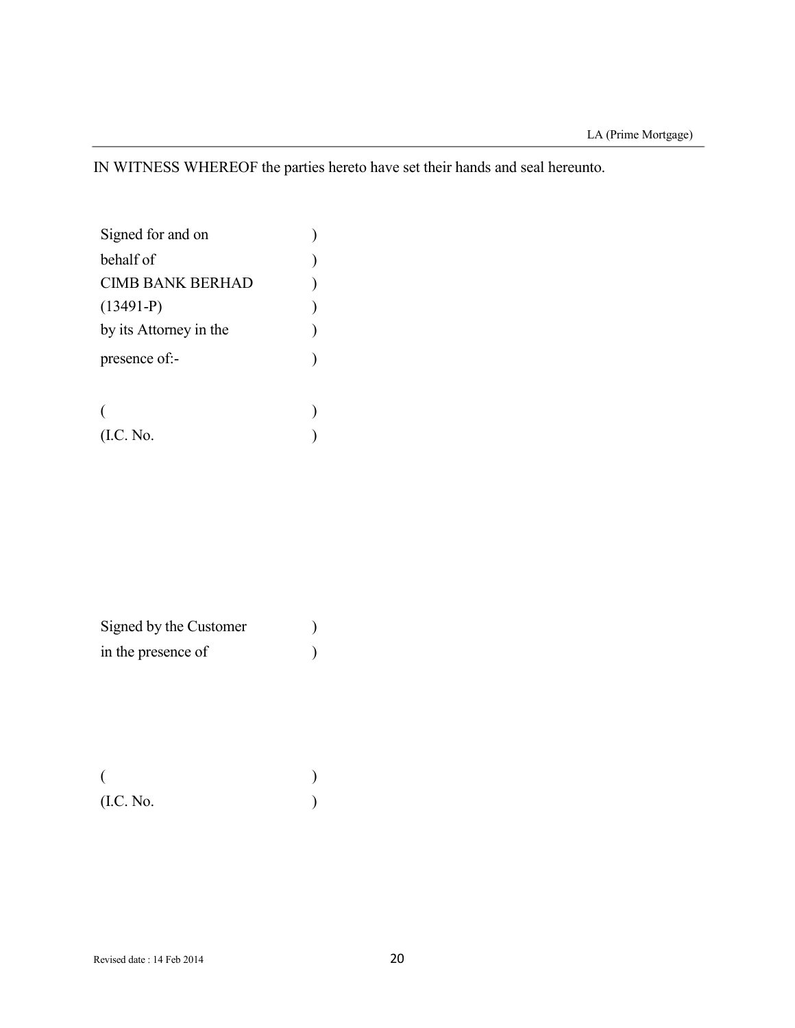IN WITNESS WHEREOF the parties hereto have set their hands and seal hereunto.

Signed for and on )
behalf of )
CIMB BANK BERHAD )
(13491-P) )
by its Attorney in the )
presence of:- )

( )
(I.C. No. )

Signed by the Customer )
in the presence of )

( )
(I.C. No. )

Revised date : 14 Feb 2014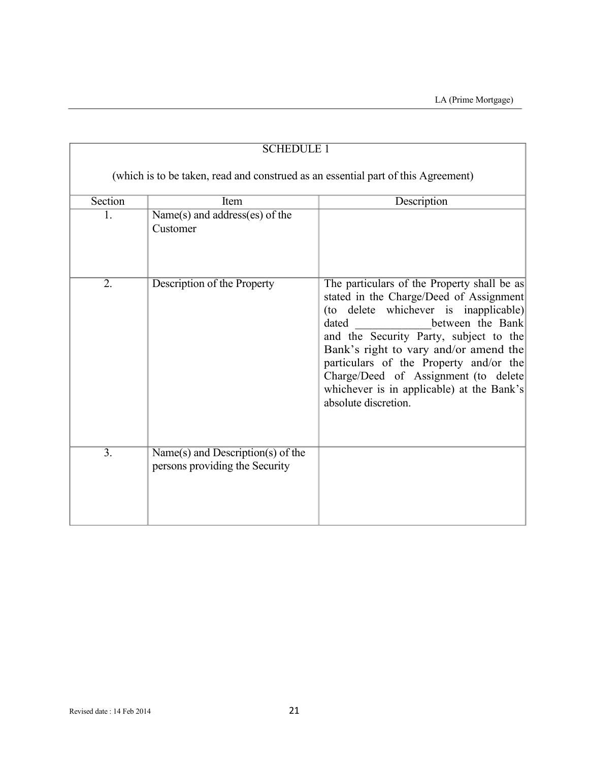## SCHEDULE 1

(which is to be taken, read and construed as an essential part of this Agreement)

| Section | Item | Description |
|---|---|---|
| 1. | Name(s) and address(es) of the Customer | |
| 2. | Description of the Property | The particulars of the Property shall be as stated in the Charge/Deed of Assignment (to delete whichever is inapplicable) dated _____________between the Bank and the Security Party, subject to the Bank's right to vary and/or amend the particulars of the Property and/or the Charge/Deed of Assignment (to delete whichever is in applicable) at the Bank's absolute discretion. |
| 3. | Name(s) and Description(s) of the persons providing the Security | |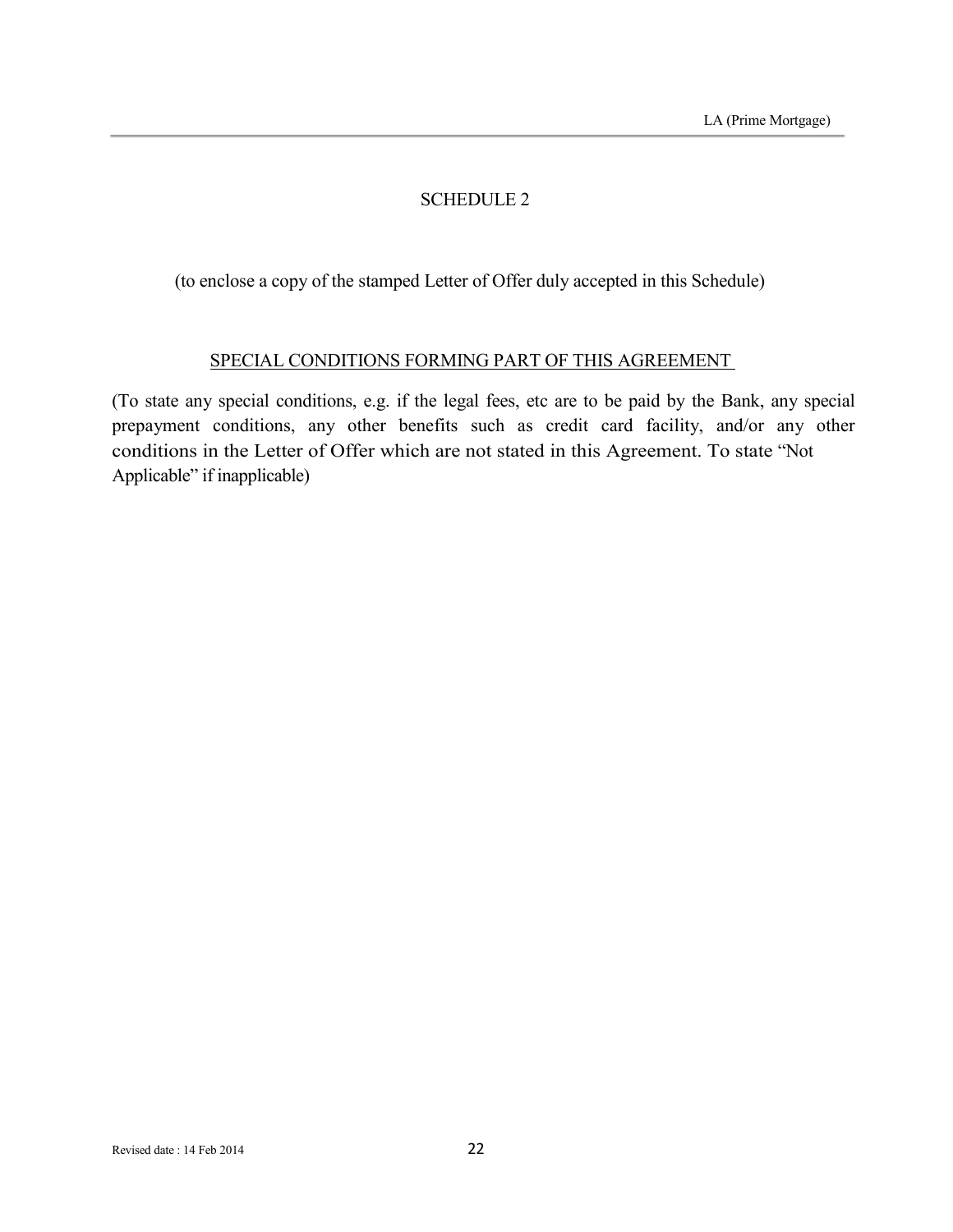# SCHEDULE 2

(to enclose a copy of the stamped Letter of Offer duly accepted in this Schedule)

## SPECIAL CONDITIONS FORMING PART OF THIS AGREEMENT

(To state any special conditions, e.g. if the legal fees, etc are to be paid by the Bank, any special prepayment conditions, any other benefits such as credit card facility, and/or any other conditions in the Letter of Offer which are not stated in this Agreement. To state "Not Applicable" if inapplicable)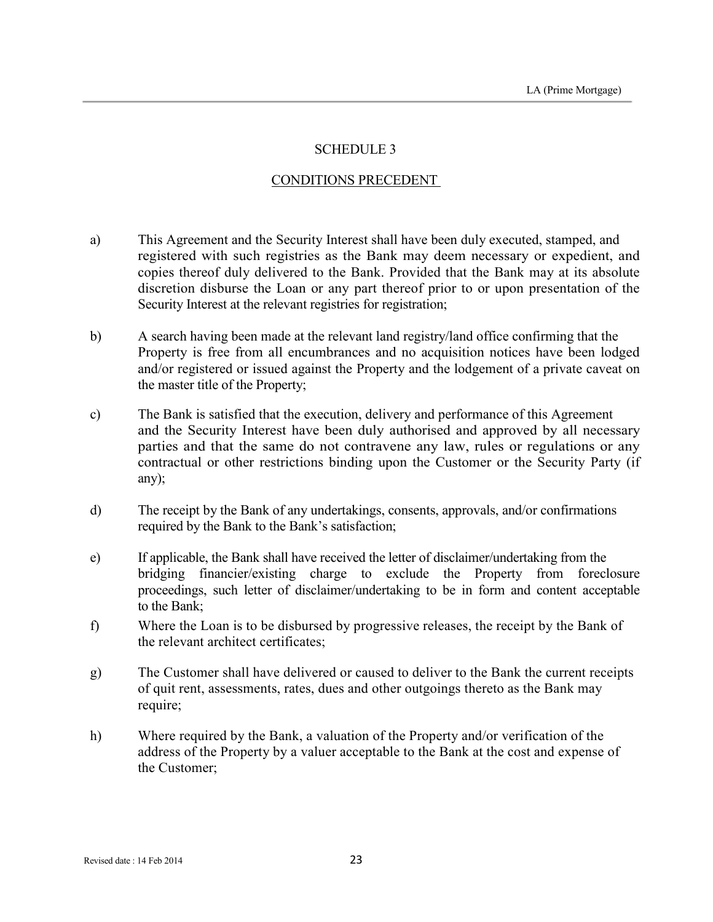# SCHEDULE 3

## CONDITIONS PRECEDENT

a) This Agreement and the Security Interest shall have been duly executed, stamped, and registered with such registries as the Bank may deem necessary or expedient, and copies thereof duly delivered to the Bank. Provided that the Bank may at its absolute discretion disburse the Loan or any part thereof prior to or upon presentation of the Security Interest at the relevant registries for registration;

b) A search having been made at the relevant land registry/land office confirming that the Property is free from all encumbrances and no acquisition notices have been lodged and/or registered or issued against the Property and the lodgement of a private caveat on the master title of the Property;

c) The Bank is satisfied that the execution, delivery and performance of this Agreement and the Security Interest have been duly authorised and approved by all necessary parties and that the same do not contravene any law, rules or regulations or any contractual or other restrictions binding upon the Customer or the Security Party (if any);

d) The receipt by the Bank of any undertakings, consents, approvals, and/or confirmations required by the Bank to the Bank's satisfaction;

e) If applicable, the Bank shall have received the letter of disclaimer/undertaking from the bridging financier/existing charge to exclude the Property from foreclosure proceedings, such letter of disclaimer/undertaking to be in form and content acceptable to the Bank;

f) Where the Loan is to be disbursed by progressive releases, the receipt by the Bank of the relevant architect certificates;

g) The Customer shall have delivered or caused to deliver to the Bank the current receipts of quit rent, assessments, rates, dues and other outgoings thereto as the Bank may require;

h) Where required by the Bank, a valuation of the Property and/or verification of the address of the Property by a valuer acceptable to the Bank at the cost and expense of the Customer;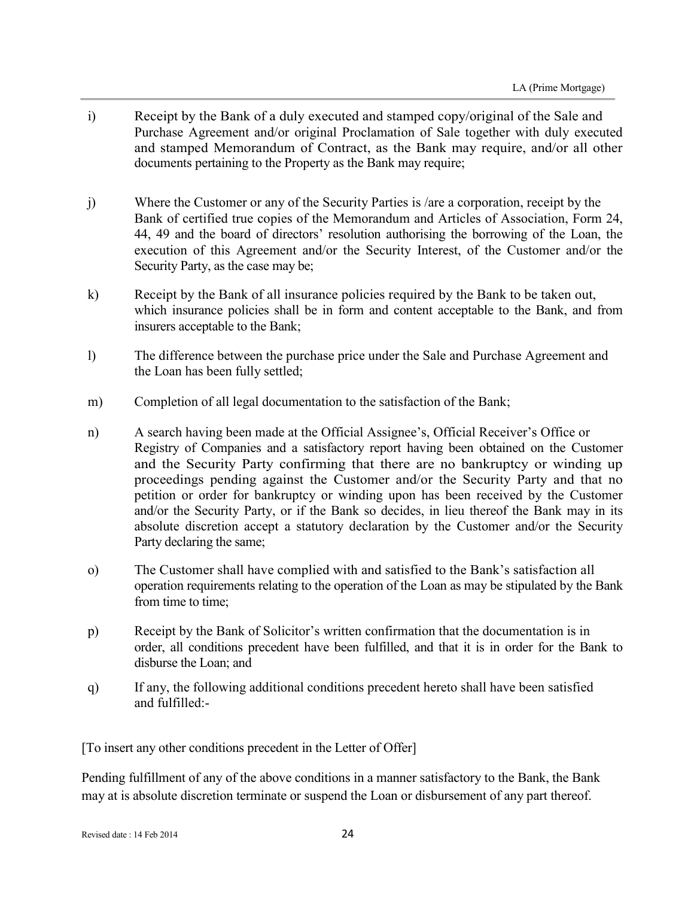i) Receipt by the Bank of a duly executed and stamped copy/original of the Sale and Purchase Agreement and/or original Proclamation of Sale together with duly executed and stamped Memorandum of Contract, as the Bank may require, and/or all other documents pertaining to the Property as the Bank may require;

j) Where the Customer or any of the Security Parties is /are a corporation, receipt by the Bank of certified true copies of the Memorandum and Articles of Association, Form 24, 44, 49 and the board of directors' resolution authorising the borrowing of the Loan, the execution of this Agreement and/or the Security Interest, of the Customer and/or the Security Party, as the case may be;

k) Receipt by the Bank of all insurance policies required by the Bank to be taken out, which insurance policies shall be in form and content acceptable to the Bank, and from insurers acceptable to the Bank;

l) The difference between the purchase price under the Sale and Purchase Agreement and the Loan has been fully settled;

m) Completion of all legal documentation to the satisfaction of the Bank;

n) A search having been made at the Official Assignee's, Official Receiver's Office or Registry of Companies and a satisfactory report having been obtained on the Customer and the Security Party confirming that there are no bankruptcy or winding up proceedings pending against the Customer and/or the Security Party and that no petition or order for bankruptcy or winding upon has been received by the Customer and/or the Security Party, or if the Bank so decides, in lieu thereof the Bank may in its absolute discretion accept a statutory declaration by the Customer and/or the Security Party declaring the same;

o) The Customer shall have complied with and satisfied to the Bank's satisfaction all operation requirements relating to the operation of the Loan as may be stipulated by the Bank from time to time;

p) Receipt by the Bank of Solicitor's written confirmation that the documentation is in order, all conditions precedent have been fulfilled, and that it is in order for the Bank to disburse the Loan; and

q) If any, the following additional conditions precedent hereto shall have been satisfied and fulfilled:-

[To insert any other conditions precedent in the Letter of Offer]

Pending fulfillment of any of the above conditions in a manner satisfactory to the Bank, the Bank may at is absolute discretion terminate or suspend the Loan or disbursement of any part thereof.